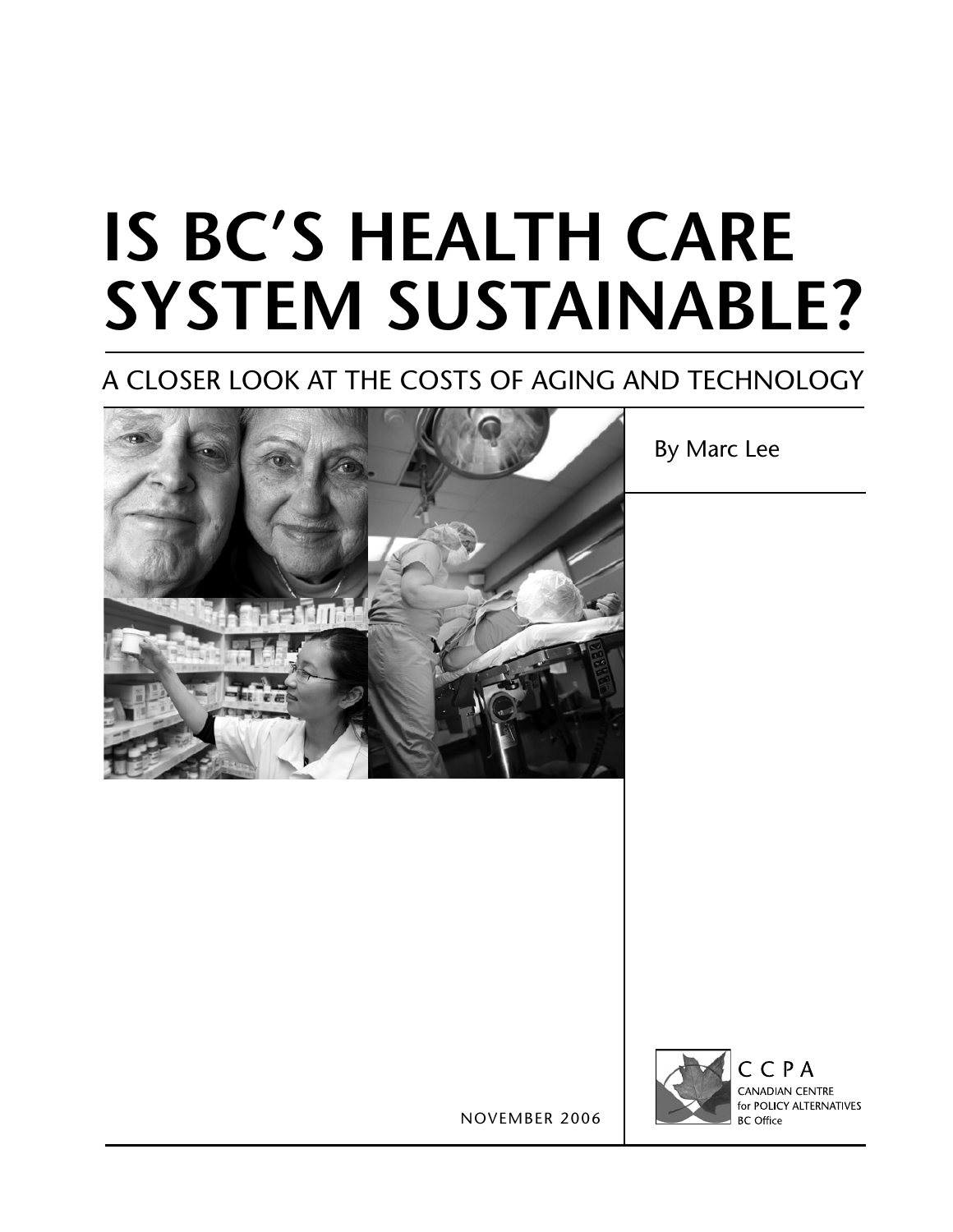# IS BC'S HEALTH CARE SYSTEM SUSTAINABLE?

## A CLOSER LOOK AT THE COSTS OF AGING AND TECHNOLOGY

By Marc Lee

NOVEMBER 2006

CCPA
CANADIAN CENTRE for POLICY ALTERNATIVES
BC Office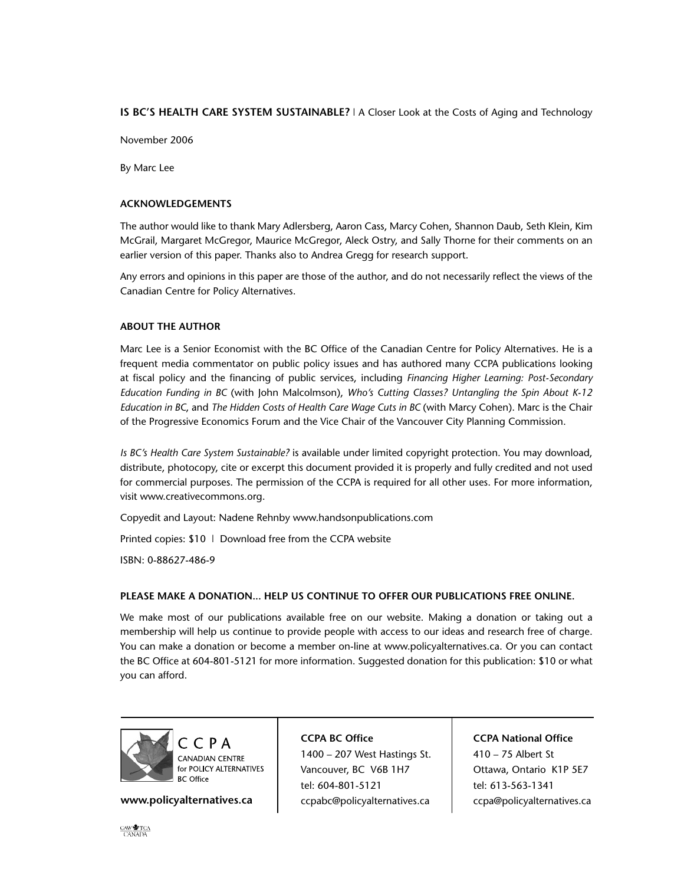**IS BC'S HEALTH CARE SYSTEM SUSTAINABLE?** | A Closer Look at the Costs of Aging and Technology

November 2006

By Marc Lee

### ACKNOWLEDGEMENTS

The author would like to thank Mary Adlersberg, Aaron Cass, Marcy Cohen, Shannon Daub, Seth Klein, Kim McGrail, Margaret McGregor, Maurice McGregor, Aleck Ostry, and Sally Thorne for their comments on an earlier version of this paper. Thanks also to Andrea Gregg for research support.

Any errors and opinions in this paper are those of the author, and do not necessarily reflect the views of the Canadian Centre for Policy Alternatives.

### ABOUT THE AUTHOR

Marc Lee is a Senior Economist with the BC Office of the Canadian Centre for Policy Alternatives. He is a frequent media commentator on public policy issues and has authored many CCPA publications looking at fiscal policy and the financing of public services, including *Financing Higher Learning: Post-Secondary Education Funding in BC* (with John Malcolmson), *Who's Cutting Classes? Untangling the Spin About K-12 Education in BC*, and *The Hidden Costs of Health Care Wage Cuts in BC* (with Marcy Cohen). Marc is the Chair of the Progressive Economics Forum and the Vice Chair of the Vancouver City Planning Commission.

*Is BC's Health Care System Sustainable?* is available under limited copyright protection. You may download, distribute, photocopy, cite or excerpt this document provided it is properly and fully credited and not used for commercial purposes. The permission of the CCPA is required for all other uses. For more information, visit www.creativecommons.org.

Copyedit and Layout: Nadene Rehnby www.handsonpublications.com

Printed copies: $10 | Download free from the CCPA website

ISBN: 0-88627-486-9

### PLEASE MAKE A DONATION... HELP US CONTINUE TO OFFER OUR PUBLICATIONS FREE ONLINE.

We make most of our publications available free on our website. Making a donation or taking out a membership will help us continue to provide people with access to our ideas and research free of charge. You can make a donation or become a member on-line at www.policyalternatives.ca. Or you can contact the BC Office at 604-801-5121 for more information. Suggested donation for this publication: $10 or what you can afford.

CCPA
CANADIAN CENTRE for POLICY ALTERNATIVES
BC Office

**www.policyalternatives.ca**

**CCPA BC Office**
1400 – 207 West Hastings St.
Vancouver, BC V6B 1H7
tel: 604-801-5121
ccpabc@policyalternatives.ca

**CCPA National Office**
410 – 75 Albert St
Ottawa, Ontario K1P 5E7
tel: 613-563-1341
ccpa@policyalternatives.ca

CAW TCA CANADA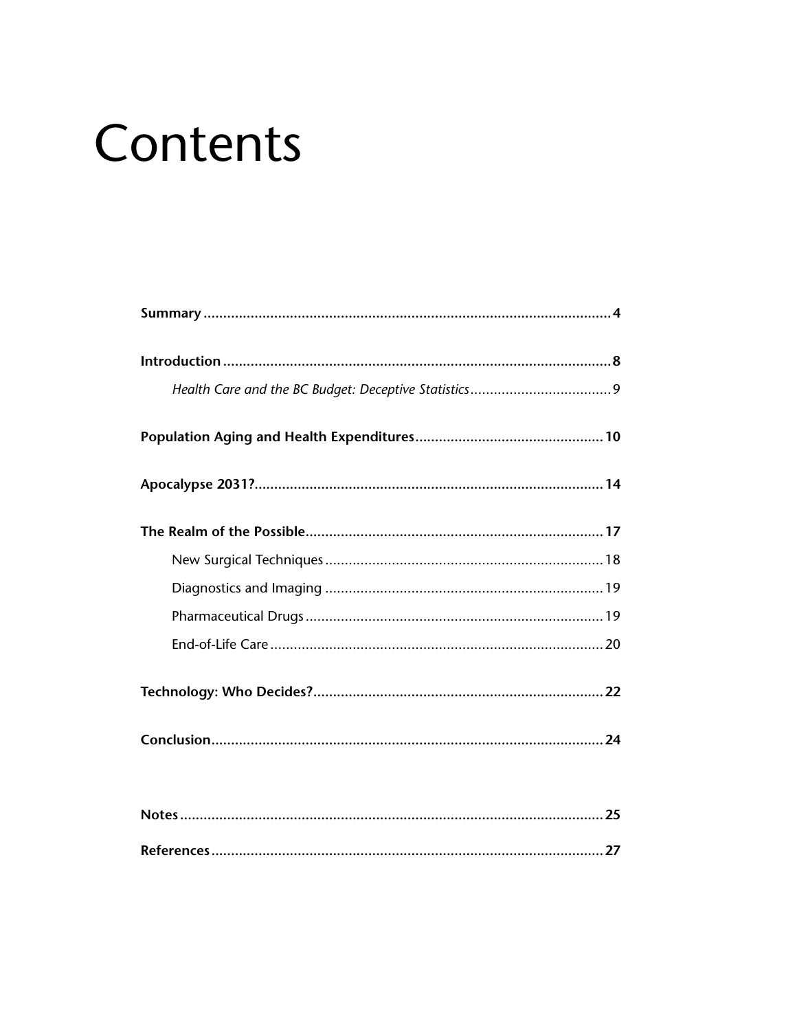# Contents

**Summary** .......... **4**

**Introduction** .......... **8**

*Health Care and the BC Budget: Deceptive Statistics* .......... *9*

**Population Aging and Health Expenditures** .......... **10**

**Apocalypse 2031?** .......... **14**

**The Realm of the Possible** .......... **17**

New Surgical Techniques .......... 18

Diagnostics and Imaging .......... 19

Pharmaceutical Drugs .......... 19

End-of-Life Care .......... 20

**Technology: Who Decides?** .......... **22**

**Conclusion** .......... **24**

**Notes** .......... **25**

**References** .......... **27**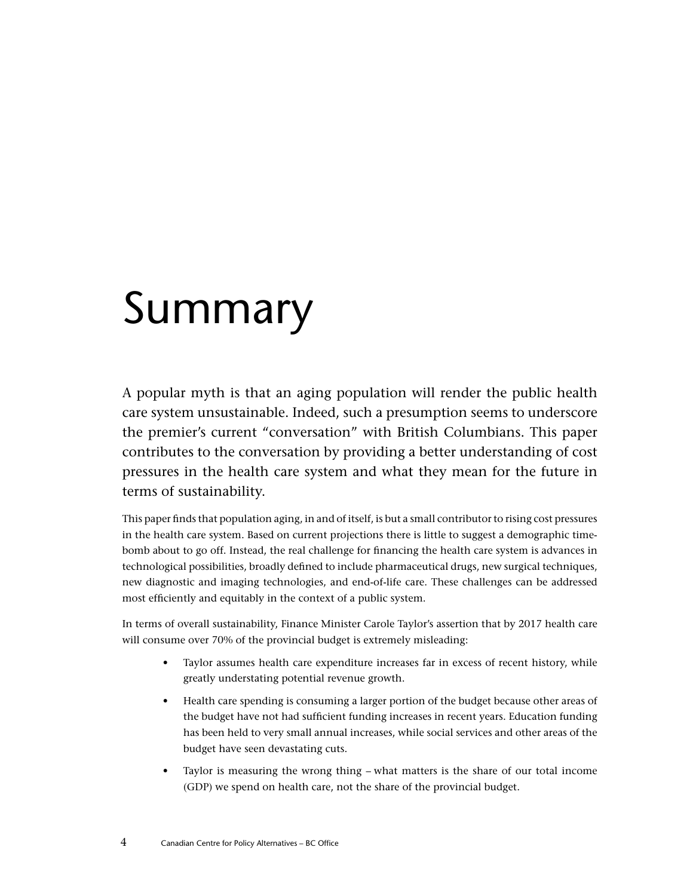# Summary

A popular myth is that an aging population will render the public health care system unsustainable. Indeed, such a presumption seems to underscore the premier's current "conversation" with British Columbians. This paper contributes to the conversation by providing a better understanding of cost pressures in the health care system and what they mean for the future in terms of sustainability.

This paper finds that population aging, in and of itself, is but a small contributor to rising cost pressures in the health care system. Based on current projections there is little to suggest a demographic time-bomb about to go off. Instead, the real challenge for financing the health care system is advances in technological possibilities, broadly defined to include pharmaceutical drugs, new surgical techniques, new diagnostic and imaging technologies, and end-of-life care. These challenges can be addressed most efficiently and equitably in the context of a public system.

In terms of overall sustainability, Finance Minister Carole Taylor's assertion that by 2017 health care will consume over 70% of the provincial budget is extremely misleading:

- Taylor assumes health care expenditure increases far in excess of recent history, while greatly understating potential revenue growth.
- Health care spending is consuming a larger portion of the budget because other areas of the budget have not had sufficient funding increases in recent years. Education funding has been held to very small annual increases, while social services and other areas of the budget have seen devastating cuts.
- Taylor is measuring the wrong thing – what matters is the share of our total income (GDP) we spend on health care, not the share of the provincial budget.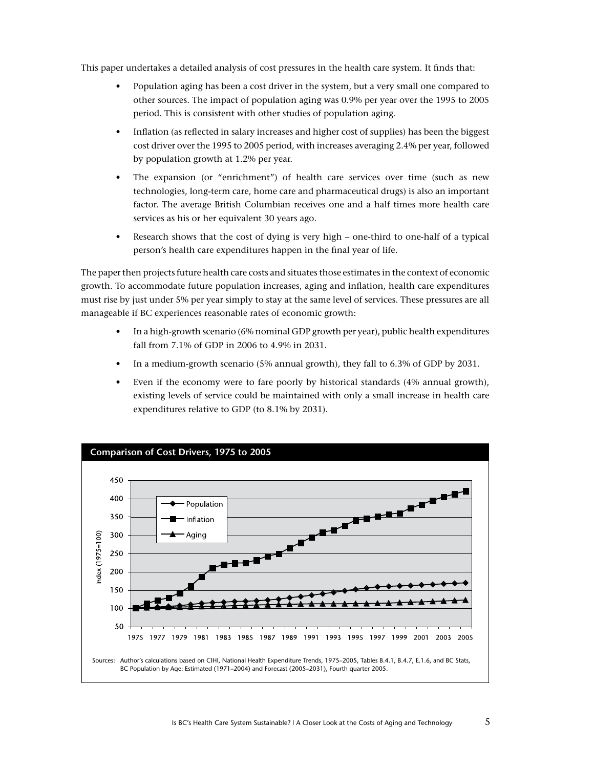This paper undertakes a detailed analysis of cost pressures in the health care system. It finds that:

- Population aging has been a cost driver in the system, but a very small one compared to other sources. The impact of population aging was 0.9% per year over the 1995 to 2005 period. This is consistent with other studies of population aging.
- Inflation (as reflected in salary increases and higher cost of supplies) has been the biggest cost driver over the 1995 to 2005 period, with increases averaging 2.4% per year, followed by population growth at 1.2% per year.
- The expansion (or "enrichment") of health care services over time (such as new technologies, long-term care, home care and pharmaceutical drugs) is also an important factor. The average British Columbian receives one and a half times more health care services as his or her equivalent 30 years ago.
- Research shows that the cost of dying is very high – one-third to one-half of a typical person's health care expenditures happen in the final year of life.

The paper then projects future health care costs and situates those estimates in the context of economic growth. To accommodate future population increases, aging and inflation, health care expenditures must rise by just under 5% per year simply to stay at the same level of services. These pressures are all manageable if BC experiences reasonable rates of economic growth:

- In a high-growth scenario (6% nominal GDP growth per year), public health expenditures fall from 7.1% of GDP in 2006 to 4.9% in 2031.
- In a medium-growth scenario (5% annual growth), they fall to 6.3% of GDP by 2031.
- Even if the economy were to fare poorly by historical standards (4% annual growth), existing levels of service could be maintained with only a small increase in health care expenditures relative to GDP (to 8.1% by 2031).

**Comparison of Cost Drivers, 1975 to 2005**

Sources: Author's calculations based on CIHI, National Health Expenditure Trends, 1975–2005, Tables B.4.1, B.4.7, E.1.6, and BC Stats, BC Population by Age: Estimated (1971–2004) and Forecast (2005–2031), Fourth quarter 2005.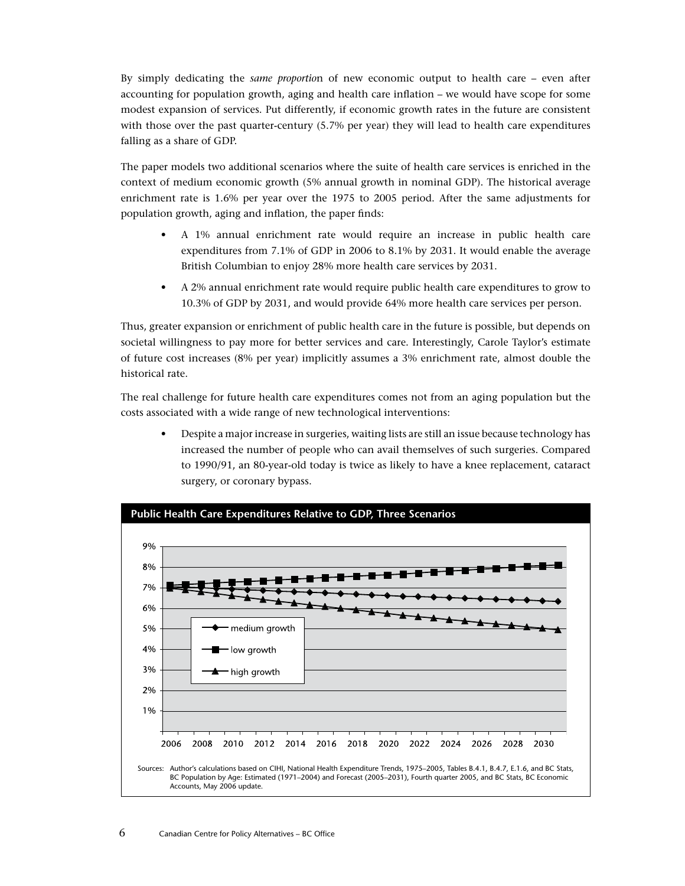By simply dedicating the *same proportion* of new economic output to health care – even after accounting for population growth, aging and health care inflation – we would have scope for some modest expansion of services. Put differently, if economic growth rates in the future are consistent with those over the past quarter-century (5.7% per year) they will lead to health care expenditures falling as a share of GDP.

The paper models two additional scenarios where the suite of health care services is enriched in the context of medium economic growth (5% annual growth in nominal GDP). The historical average enrichment rate is 1.6% per year over the 1975 to 2005 period. After the same adjustments for population growth, aging and inflation, the paper finds:

- A 1% annual enrichment rate would require an increase in public health care expenditures from 7.1% of GDP in 2006 to 8.1% by 2031. It would enable the average British Columbian to enjoy 28% more health care services by 2031.
- A 2% annual enrichment rate would require public health care expenditures to grow to 10.3% of GDP by 2031, and would provide 64% more health care services per person.

Thus, greater expansion or enrichment of public health care in the future is possible, but depends on societal willingness to pay more for better services and care. Interestingly, Carole Taylor's estimate of future cost increases (8% per year) implicitly assumes a 3% enrichment rate, almost double the historical rate.

The real challenge for future health care expenditures comes not from an aging population but the costs associated with a wide range of new technological interventions:

- Despite a major increase in surgeries, waiting lists are still an issue because technology has increased the number of people who can avail themselves of such surgeries. Compared to 1990/91, an 80-year-old today is twice as likely to have a knee replacement, cataract surgery, or coronary bypass.

**Public Health Care Expenditures Relative to GDP, Three Scenarios**

Sources: Author's calculations based on CIHI, National Health Expenditure Trends, 1975–2005, Tables B.4.1, B.4.7, E.1.6, and BC Stats, BC Population by Age: Estimated (1971–2004) and Forecast (2005–2031), Fourth quarter 2005, and BC Stats, BC Economic Accounts, May 2006 update.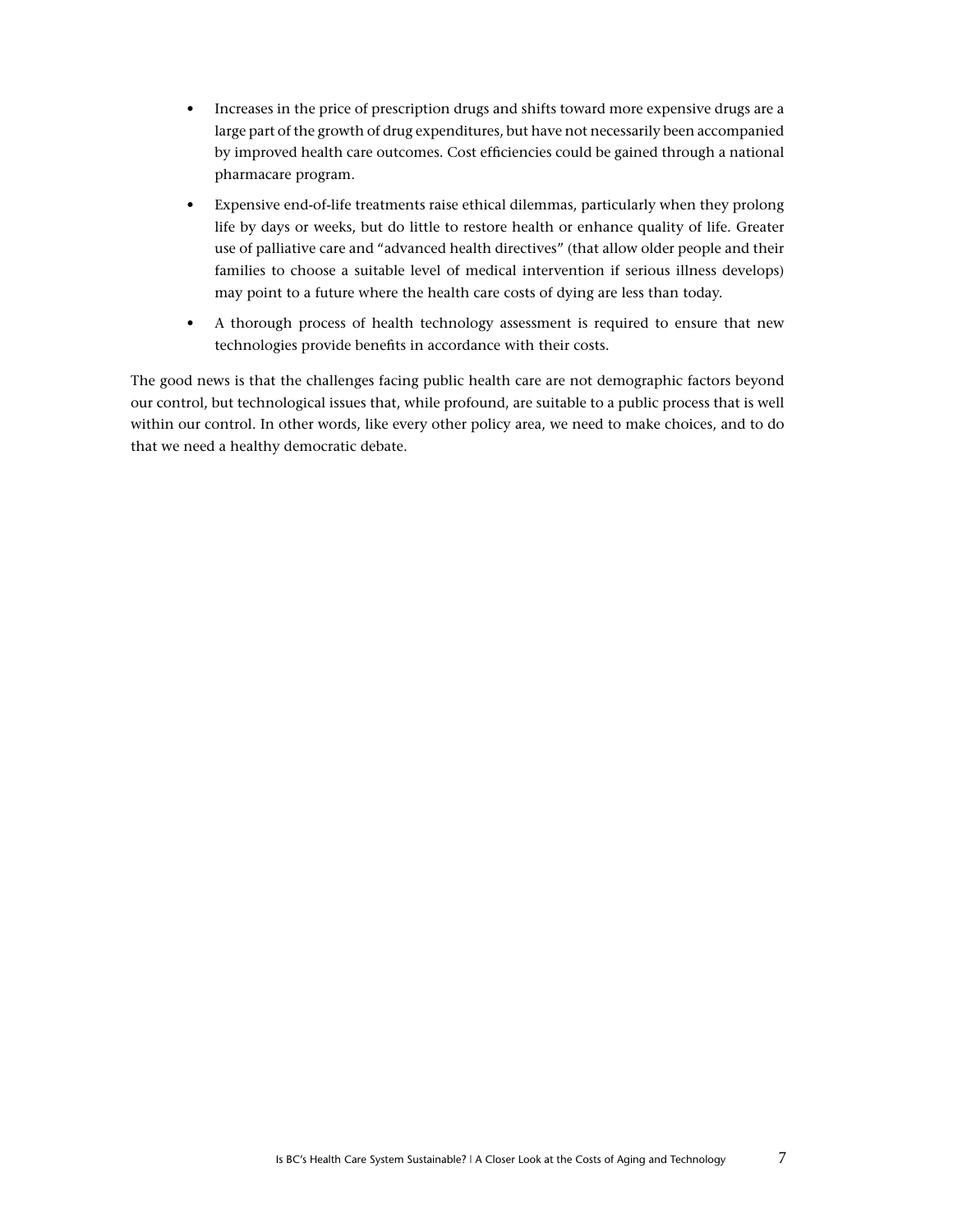- Increases in the price of prescription drugs and shifts toward more expensive drugs are a large part of the growth of drug expenditures, but have not necessarily been accompanied by improved health care outcomes. Cost efficiencies could be gained through a national pharmacare program.
- Expensive end-of-life treatments raise ethical dilemmas, particularly when they prolong life by days or weeks, but do little to restore health or enhance quality of life. Greater use of palliative care and "advanced health directives" (that allow older people and their families to choose a suitable level of medical intervention if serious illness develops) may point to a future where the health care costs of dying are less than today.
- A thorough process of health technology assessment is required to ensure that new technologies provide benefits in accordance with their costs.

The good news is that the challenges facing public health care are not demographic factors beyond our control, but technological issues that, while profound, are suitable to a public process that is well within our control. In other words, like every other policy area, we need to make choices, and to do that we need a healthy democratic debate.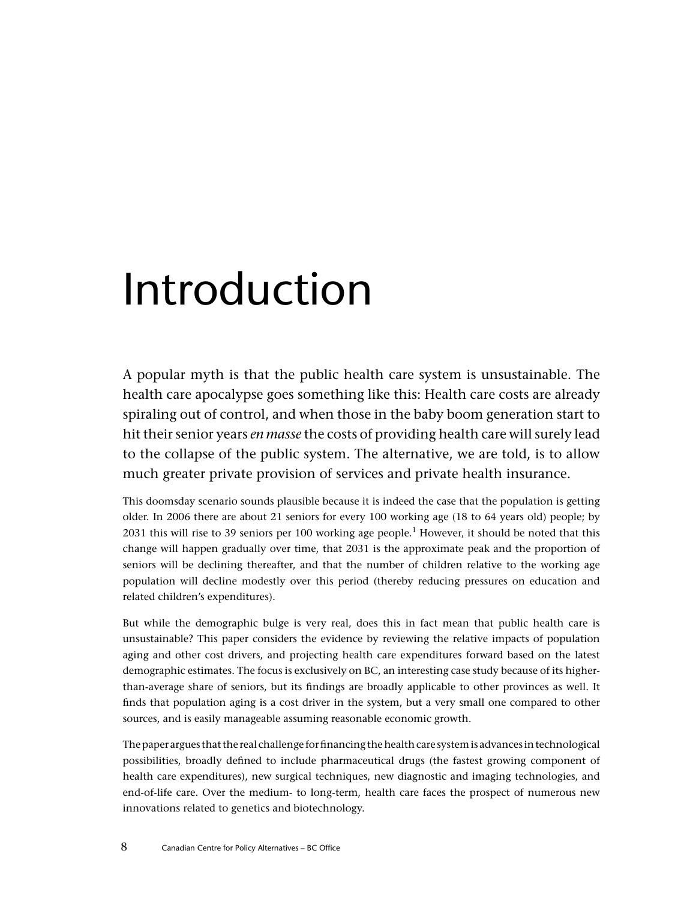# Introduction

A popular myth is that the public health care system is unsustainable. The health care apocalypse goes something like this: Health care costs are already spiraling out of control, and when those in the baby boom generation start to hit their senior years *en masse* the costs of providing health care will surely lead to the collapse of the public system. The alternative, we are told, is to allow much greater private provision of services and private health insurance.

This doomsday scenario sounds plausible because it is indeed the case that the population is getting older. In 2006 there are about 21 seniors for every 100 working age (18 to 64 years old) people; by 2031 this will rise to 39 seniors per 100 working age people.[1] However, it should be noted that this change will happen gradually over time, that 2031 is the approximate peak and the proportion of seniors will be declining thereafter, and that the number of children relative to the working age population will decline modestly over this period (thereby reducing pressures on education and related children's expenditures).

But while the demographic bulge is very real, does this in fact mean that public health care is unsustainable? This paper considers the evidence by reviewing the relative impacts of population aging and other cost drivers, and projecting health care expenditures forward based on the latest demographic estimates. The focus is exclusively on BC, an interesting case study because of its higher-than-average share of seniors, but its findings are broadly applicable to other provinces as well. It finds that population aging is a cost driver in the system, but a very small one compared to other sources, and is easily manageable assuming reasonable economic growth.

The paper argues that the real challenge for financing the health care system is advances in technological possibilities, broadly defined to include pharmaceutical drugs (the fastest growing component of health care expenditures), new surgical techniques, new diagnostic and imaging technologies, and end-of-life care. Over the medium- to long-term, health care faces the prospect of numerous new innovations related to genetics and biotechnology.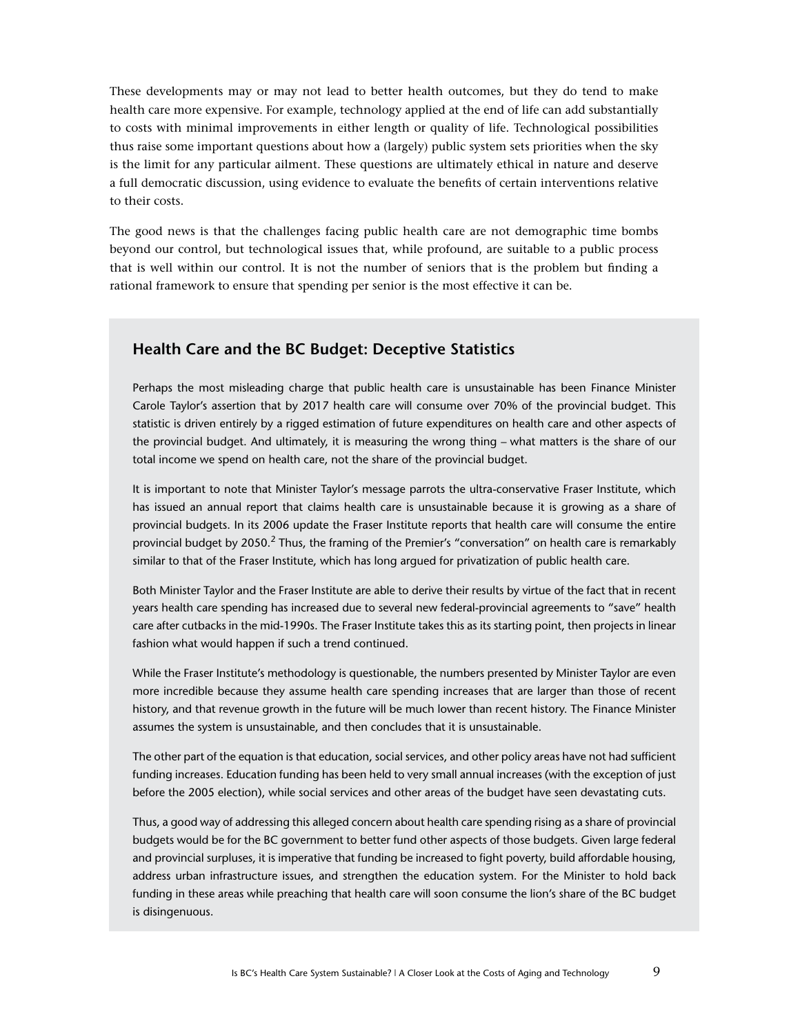These developments may or may not lead to better health outcomes, but they do tend to make health care more expensive. For example, technology applied at the end of life can add substantially to costs with minimal improvements in either length or quality of life. Technological possibilities thus raise some important questions about how a (largely) public system sets priorities when the sky is the limit for any particular ailment. These questions are ultimately ethical in nature and deserve a full democratic discussion, using evidence to evaluate the benefits of certain interventions relative to their costs.

The good news is that the challenges facing public health care are not demographic time bombs beyond our control, but technological issues that, while profound, are suitable to a public process that is well within our control. It is not the number of seniors that is the problem but finding a rational framework to ensure that spending per senior is the most effective it can be.

## Health Care and the BC Budget: Deceptive Statistics

Perhaps the most misleading charge that public health care is unsustainable has been Finance Minister Carole Taylor's assertion that by 2017 health care will consume over 70% of the provincial budget. This statistic is driven entirely by a rigged estimation of future expenditures on health care and other aspects of the provincial budget. And ultimately, it is measuring the wrong thing – what matters is the share of our total income we spend on health care, not the share of the provincial budget.

It is important to note that Minister Taylor's message parrots the ultra-conservative Fraser Institute, which has issued an annual report that claims health care is unsustainable because it is growing as a share of provincial budgets. In its 2006 update the Fraser Institute reports that health care will consume the entire provincial budget by 2050.[2] Thus, the framing of the Premier's "conversation" on health care is remarkably similar to that of the Fraser Institute, which has long argued for privatization of public health care.

Both Minister Taylor and the Fraser Institute are able to derive their results by virtue of the fact that in recent years health care spending has increased due to several new federal-provincial agreements to "save" health care after cutbacks in the mid-1990s. The Fraser Institute takes this as its starting point, then projects in linear fashion what would happen if such a trend continued.

While the Fraser Institute's methodology is questionable, the numbers presented by Minister Taylor are even more incredible because they assume health care spending increases that are larger than those of recent history, and that revenue growth in the future will be much lower than recent history. The Finance Minister assumes the system is unsustainable, and then concludes that it is unsustainable.

The other part of the equation is that education, social services, and other policy areas have not had sufficient funding increases. Education funding has been held to very small annual increases (with the exception of just before the 2005 election), while social services and other areas of the budget have seen devastating cuts.

Thus, a good way of addressing this alleged concern about health care spending rising as a share of provincial budgets would be for the BC government to better fund other aspects of those budgets. Given large federal and provincial surpluses, it is imperative that funding be increased to fight poverty, build affordable housing, address urban infrastructure issues, and strengthen the education system. For the Minister to hold back funding in these areas while preaching that health care will soon consume the lion's share of the BC budget is disingenuous.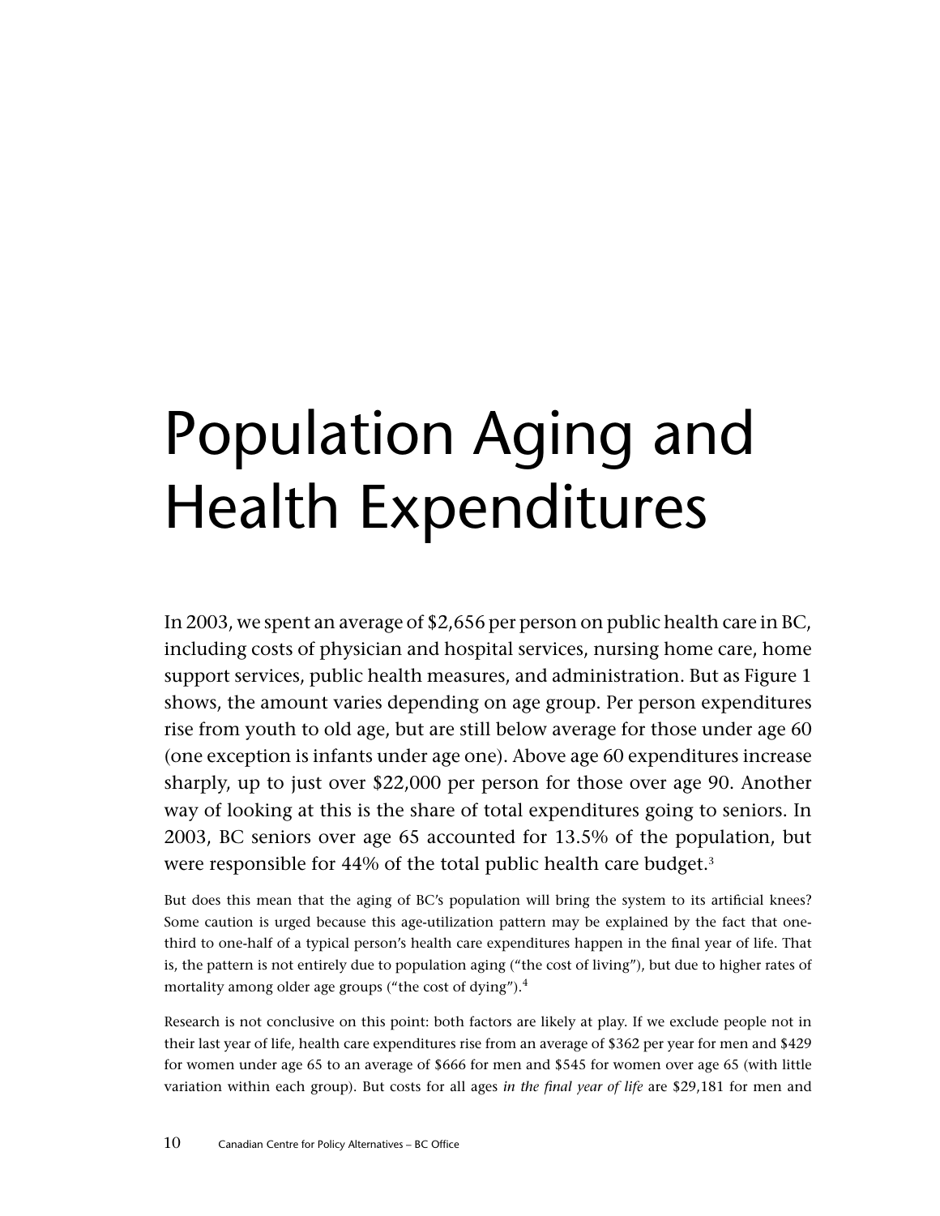# Population Aging and Health Expenditures

In 2003, we spent an average of $2,656 per person on public health care in BC, including costs of physician and hospital services, nursing home care, home support services, public health measures, and administration. But as Figure 1 shows, the amount varies depending on age group. Per person expenditures rise from youth to old age, but are still below average for those under age 60 (one exception is infants under age one). Above age 60 expenditures increase sharply, up to just over $22,000 per person for those over age 90. Another way of looking at this is the share of total expenditures going to seniors. In 2003, BC seniors over age 65 accounted for 13.5% of the population, but were responsible for 44% of the total public health care budget.[3]

But does this mean that the aging of BC's population will bring the system to its artificial knees? Some caution is urged because this age-utilization pattern may be explained by the fact that one-third to one-half of a typical person's health care expenditures happen in the final year of life. That is, the pattern is not entirely due to population aging ("the cost of living"), but due to higher rates of mortality among older age groups ("the cost of dying").[4]

Research is not conclusive on this point: both factors are likely at play. If we exclude people not in their last year of life, health care expenditures rise from an average of $362 per year for men and $429 for women under age 65 to an average of $666 for men and $545 for women over age 65 (with little variation within each group). But costs for all ages *in the final year of life* are $29,181 for men and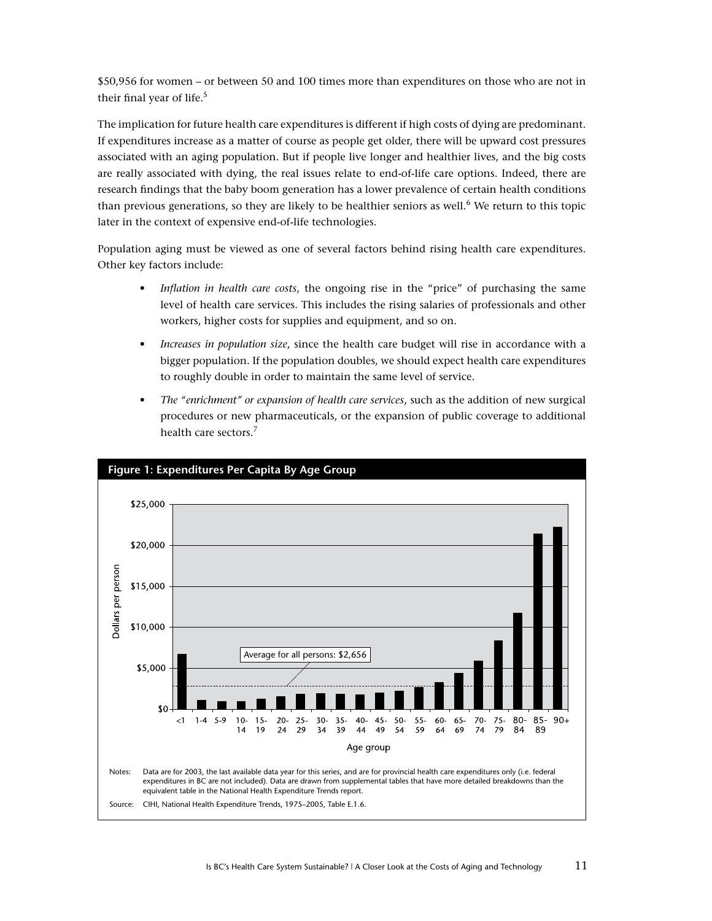$50,956 for women – or between 50 and 100 times more than expenditures on those who are not in their final year of life.[5]

The implication for future health care expenditures is different if high costs of dying are predominant. If expenditures increase as a matter of course as people get older, there will be upward cost pressures associated with an aging population. But if people live longer and healthier lives, and the big costs are really associated with dying, the real issues relate to end-of-life care options. Indeed, there are research findings that the baby boom generation has a lower prevalence of certain health conditions than previous generations, so they are likely to be healthier seniors as well.[6] We return to this topic later in the context of expensive end-of-life technologies.

Population aging must be viewed as one of several factors behind rising health care expenditures. Other key factors include:

- *Inflation in health care costs*, the ongoing rise in the "price" of purchasing the same level of health care services. This includes the rising salaries of professionals and other workers, higher costs for supplies and equipment, and so on.
- *Increases in population size*, since the health care budget will rise in accordance with a bigger population. If the population doubles, we should expect health care expenditures to roughly double in order to maintain the same level of service.
- *The "enrichment" or expansion of health care services*, such as the addition of new surgical procedures or new pharmaceuticals, or the expansion of public coverage to additional health care sectors.[7]

**Figure 1: Expenditures Per Capita By Age Group**

Dollars per person (y-axis: $0 to $25,000); Age group (x-axis): <1, 1-4, 5-9, 10-14, 15-19, 20-24, 25-29, 30-34, 35-39, 40-44, 45-49, 50-54, 55-59, 60-64, 65-69, 70-74, 75-79, 80-84, 85-89, 90+

Average for all persons: $2,656

Notes: Data are for 2003, the last available data year for this series, and are for provincial health care expenditures only (i.e. federal expenditures in BC are not included). Data are drawn from supplemental tables that have more detailed breakdowns than the equivalent table in the National Health Expenditure Trends report.

Source: CIHI, National Health Expenditure Trends, 1975–2005, Table E.1.6.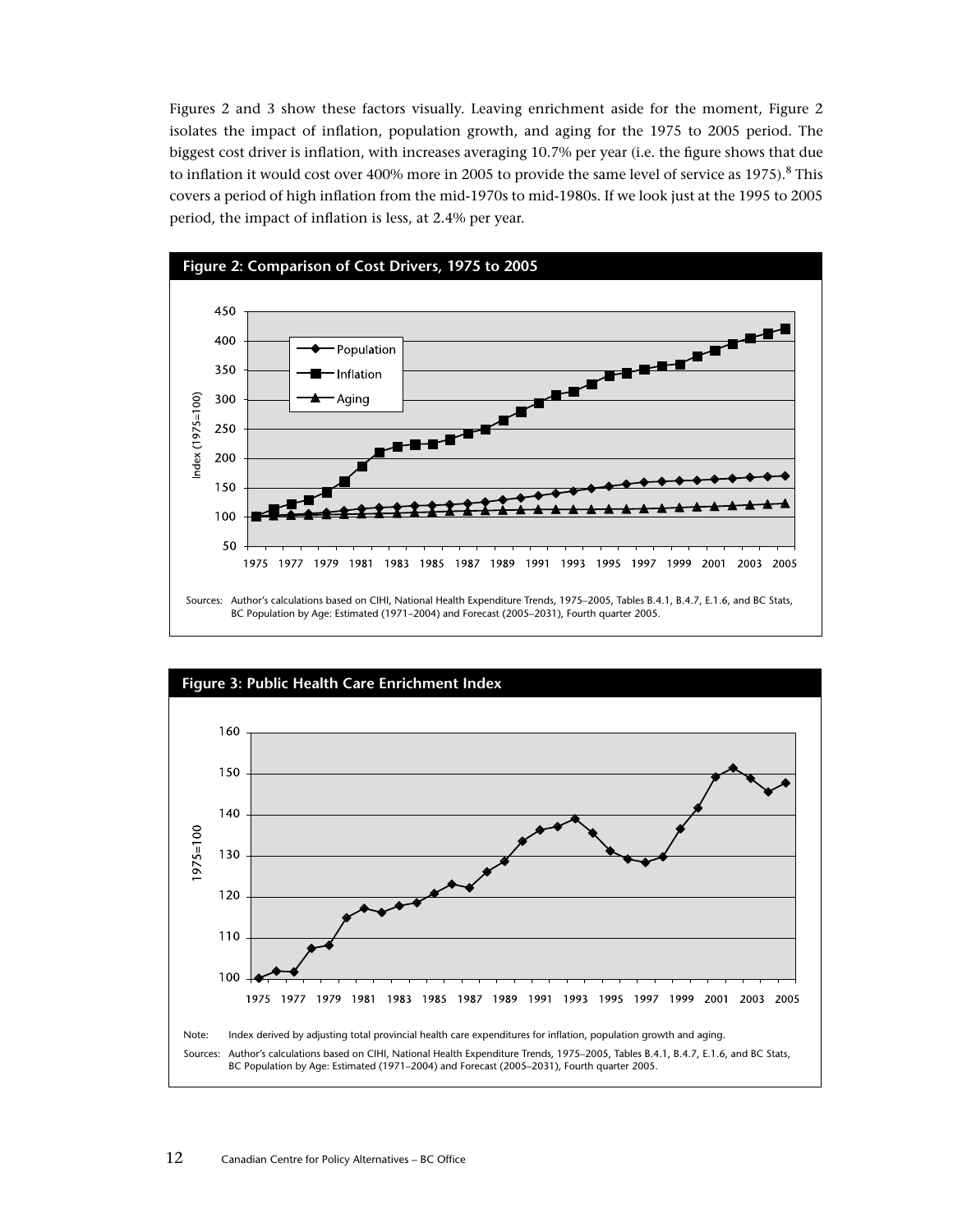Figures 2 and 3 show these factors visually. Leaving enrichment aside for the moment, Figure 2 isolates the impact of inflation, population growth, and aging for the 1975 to 2005 period. The biggest cost driver is inflation, with increases averaging 10.7% per year (i.e. the figure shows that due to inflation it would cost over 400% more in 2005 to provide the same level of service as 1975).[8] This covers a period of high inflation from the mid-1970s to mid-1980s. If we look just at the 1995 to 2005 period, the impact of inflation is less, at 2.4% per year.

**Figure 2: Comparison of Cost Drivers, 1975 to 2005**

Sources: Author's calculations based on CIHI, National Health Expenditure Trends, 1975–2005, Tables B.4.1, B.4.7, E.1.6, and BC Stats, BC Population by Age: Estimated (1971–2004) and Forecast (2005–2031), Fourth quarter 2005.

**Figure 3: Public Health Care Enrichment Index**

Note: Index derived by adjusting total provincial health care expenditures for inflation, population growth and aging.

Sources: Author's calculations based on CIHI, National Health Expenditure Trends, 1975–2005, Tables B.4.1, B.4.7, E.1.6, and BC Stats, BC Population by Age: Estimated (1971–2004) and Forecast (2005–2031), Fourth quarter 2005.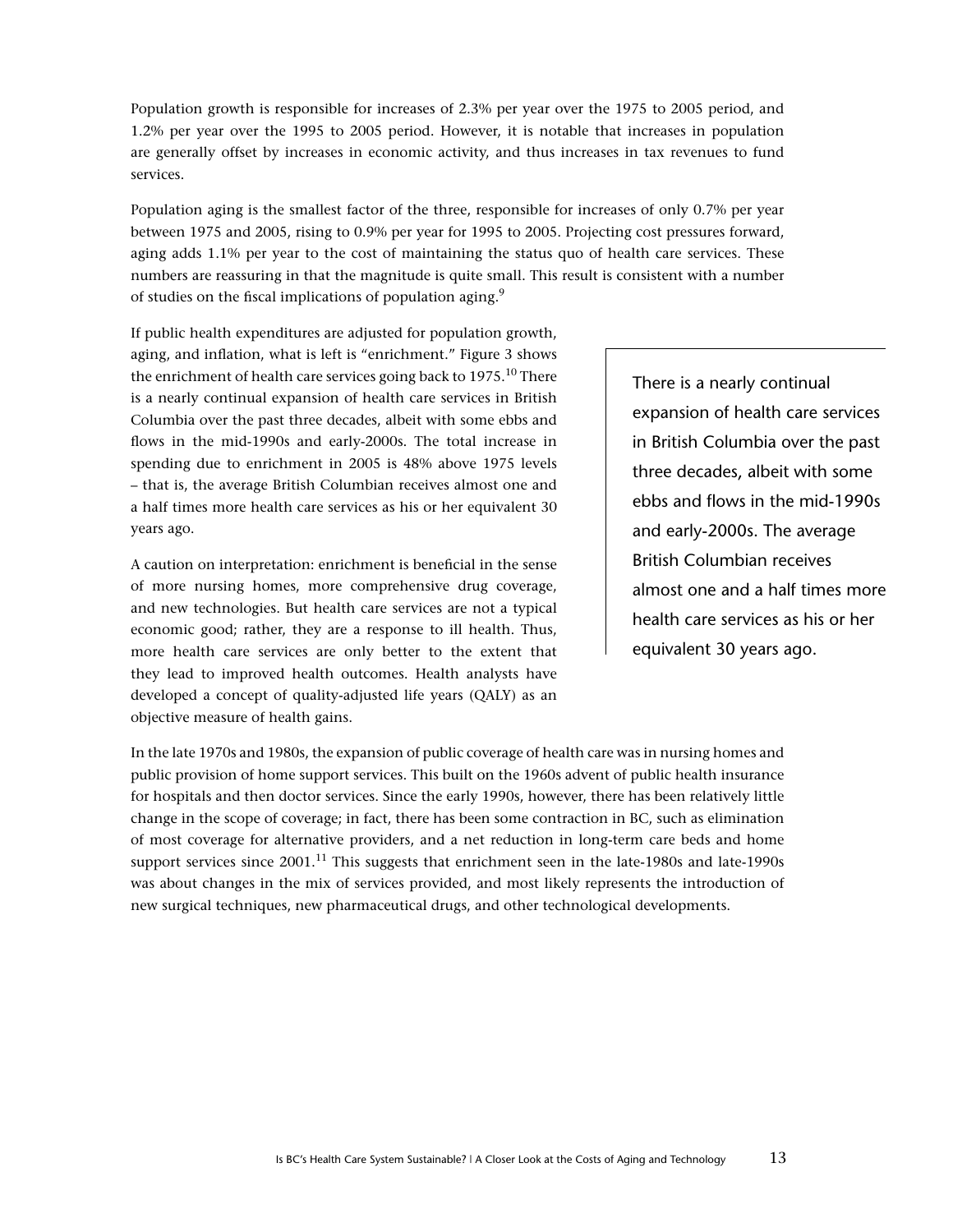Population growth is responsible for increases of 2.3% per year over the 1975 to 2005 period, and 1.2% per year over the 1995 to 2005 period. However, it is notable that increases in population are generally offset by increases in economic activity, and thus increases in tax revenues to fund services.

Population aging is the smallest factor of the three, responsible for increases of only 0.7% per year between 1975 and 2005, rising to 0.9% per year for 1995 to 2005. Projecting cost pressures forward, aging adds 1.1% per year to the cost of maintaining the status quo of health care services. These numbers are reassuring in that the magnitude is quite small. This result is consistent with a number of studies on the fiscal implications of population aging.[9]

If public health expenditures are adjusted for population growth, aging, and inflation, what is left is "enrichment." Figure 3 shows the enrichment of health care services going back to 1975.[10] There is a nearly continual expansion of health care services in British Columbia over the past three decades, albeit with some ebbs and flows in the mid-1990s and early-2000s. The total increase in spending due to enrichment in 2005 is 48% above 1975 levels – that is, the average British Columbian receives almost one and a half times more health care services as his or her equivalent 30 years ago.

> There is a nearly continual expansion of health care services in British Columbia over the past three decades, albeit with some ebbs and flows in the mid-1990s and early-2000s. The average British Columbian receives almost one and a half times more health care services as his or her equivalent 30 years ago.

A caution on interpretation: enrichment is beneficial in the sense of more nursing homes, more comprehensive drug coverage, and new technologies. But health care services are not a typical economic good; rather, they are a response to ill health. Thus, more health care services are only better to the extent that they lead to improved health outcomes. Health analysts have developed a concept of quality-adjusted life years (QALY) as an objective measure of health gains.

In the late 1970s and 1980s, the expansion of public coverage of health care was in nursing homes and public provision of home support services. This built on the 1960s advent of public health insurance for hospitals and then doctor services. Since the early 1990s, however, there has been relatively little change in the scope of coverage; in fact, there has been some contraction in BC, such as elimination of most coverage for alternative providers, and a net reduction in long-term care beds and home support services since 2001.[11] This suggests that enrichment seen in the late-1980s and late-1990s was about changes in the mix of services provided, and most likely represents the introduction of new surgical techniques, new pharmaceutical drugs, and other technological developments.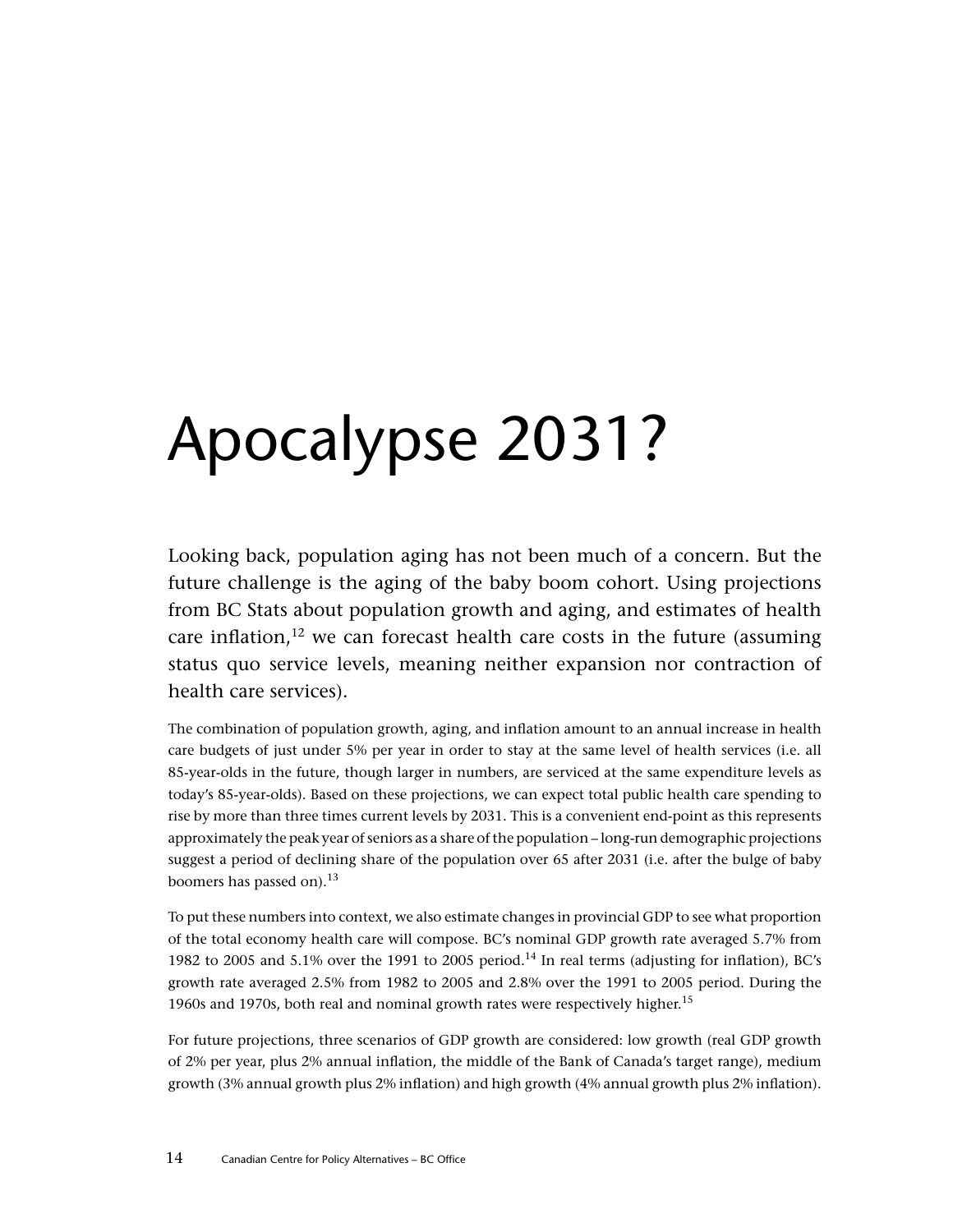# Apocalypse 2031?

Looking back, population aging has not been much of a concern. But the future challenge is the aging of the baby boom cohort. Using projections from BC Stats about population growth and aging, and estimates of health care inflation,[12] we can forecast health care costs in the future (assuming status quo service levels, meaning neither expansion nor contraction of health care services).

The combination of population growth, aging, and inflation amount to an annual increase in health care budgets of just under 5% per year in order to stay at the same level of health services (i.e. all 85-year-olds in the future, though larger in numbers, are serviced at the same expenditure levels as today's 85-year-olds). Based on these projections, we can expect total public health care spending to rise by more than three times current levels by 2031. This is a convenient end-point as this represents approximately the peak year of seniors as a share of the population – long-run demographic projections suggest a period of declining share of the population over 65 after 2031 (i.e. after the bulge of baby boomers has passed on).[13]

To put these numbers into context, we also estimate changes in provincial GDP to see what proportion of the total economy health care will compose. BC's nominal GDP growth rate averaged 5.7% from 1982 to 2005 and 5.1% over the 1991 to 2005 period.[14] In real terms (adjusting for inflation), BC's growth rate averaged 2.5% from 1982 to 2005 and 2.8% over the 1991 to 2005 period. During the 1960s and 1970s, both real and nominal growth rates were respectively higher.[15]

For future projections, three scenarios of GDP growth are considered: low growth (real GDP growth of 2% per year, plus 2% annual inflation, the middle of the Bank of Canada's target range), medium growth (3% annual growth plus 2% inflation) and high growth (4% annual growth plus 2% inflation).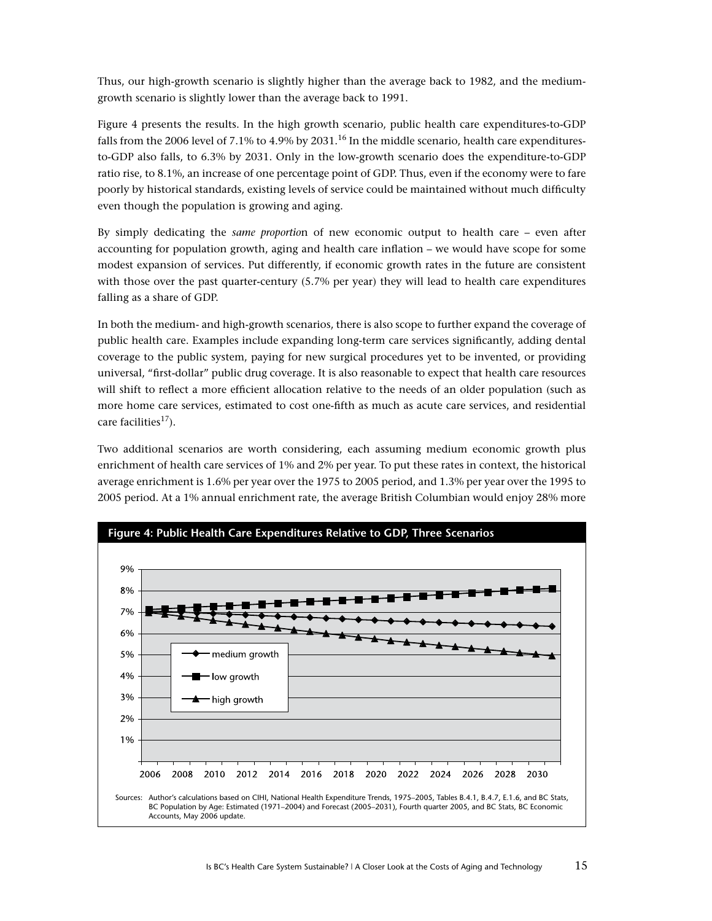Thus, our high-growth scenario is slightly higher than the average back to 1982, and the medium-growth scenario is slightly lower than the average back to 1991.

Figure 4 presents the results. In the high growth scenario, public health care expenditures-to-GDP falls from the 2006 level of 7.1% to 4.9% by 2031.[16] In the middle scenario, health care expenditures-to-GDP also falls, to 6.3% by 2031. Only in the low-growth scenario does the expenditure-to-GDP ratio rise, to 8.1%, an increase of one percentage point of GDP. Thus, even if the economy were to fare poorly by historical standards, existing levels of service could be maintained without much difficulty even though the population is growing and aging.

By simply dedicating the *same proportio*n of new economic output to health care – even after accounting for population growth, aging and health care inflation – we would have scope for some modest expansion of services. Put differently, if economic growth rates in the future are consistent with those over the past quarter-century (5.7% per year) they will lead to health care expenditures falling as a share of GDP.

In both the medium- and high-growth scenarios, there is also scope to further expand the coverage of public health care. Examples include expanding long-term care services significantly, adding dental coverage to the public system, paying for new surgical procedures yet to be invented, or providing universal, "first-dollar" public drug coverage. It is also reasonable to expect that health care resources will shift to reflect a more efficient allocation relative to the needs of an older population (such as more home care services, estimated to cost one-fifth as much as acute care services, and residential care facilities[17]).

Two additional scenarios are worth considering, each assuming medium economic growth plus enrichment of health care services of 1% and 2% per year. To put these rates in context, the historical average enrichment is 1.6% per year over the 1975 to 2005 period, and 1.3% per year over the 1995 to 2005 period. At a 1% annual enrichment rate, the average British Columbian would enjoy 28% more

**Figure 4: Public Health Care Expenditures Relative to GDP, Three Scenarios**

Sources: Author's calculations based on CIHI, National Health Expenditure Trends, 1975–2005, Tables B.4.1, B.4.7, E.1.6, and BC Stats, BC Population by Age: Estimated (1971–2004) and Forecast (2005–2031), Fourth quarter 2005, and BC Stats, BC Economic Accounts, May 2006 update.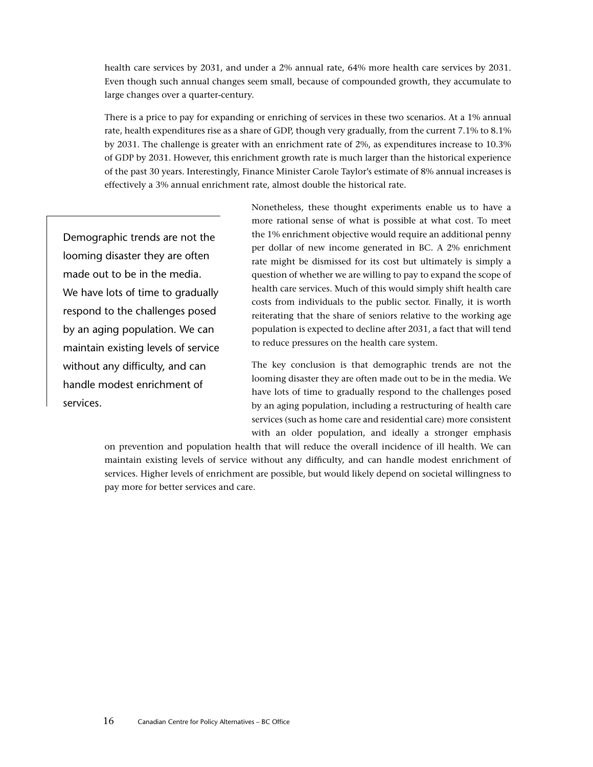health care services by 2031, and under a 2% annual rate, 64% more health care services by 2031. Even though such annual changes seem small, because of compounded growth, they accumulate to large changes over a quarter-century.

There is a price to pay for expanding or enriching of services in these two scenarios. At a 1% annual rate, health expenditures rise as a share of GDP, though very gradually, from the current 7.1% to 8.1% by 2031. The challenge is greater with an enrichment rate of 2%, as expenditures increase to 10.3% of GDP by 2031. However, this enrichment growth rate is much larger than the historical experience of the past 30 years. Interestingly, Finance Minister Carole Taylor's estimate of 8% annual increases is effectively a 3% annual enrichment rate, almost double the historical rate.

> Demographic trends are not the looming disaster they are often made out to be in the media. We have lots of time to gradually respond to the challenges posed by an aging population. We can maintain existing levels of service without any difficulty, and can handle modest enrichment of services.

Nonetheless, these thought experiments enable us to have a more rational sense of what is possible at what cost. To meet the 1% enrichment objective would require an additional penny per dollar of new income generated in BC. A 2% enrichment rate might be dismissed for its cost but ultimately is simply a question of whether we are willing to pay to expand the scope of health care services. Much of this would simply shift health care costs from individuals to the public sector. Finally, it is worth reiterating that the share of seniors relative to the working age population is expected to decline after 2031, a fact that will tend to reduce pressures on the health care system.

The key conclusion is that demographic trends are not the looming disaster they are often made out to be in the media. We have lots of time to gradually respond to the challenges posed by an aging population, including a restructuring of health care services (such as home care and residential care) more consistent with an older population, and ideally a stronger emphasis on prevention and population health that will reduce the overall incidence of ill health. We can maintain existing levels of service without any difficulty, and can handle modest enrichment of services. Higher levels of enrichment are possible, but would likely depend on societal willingness to pay more for better services and care.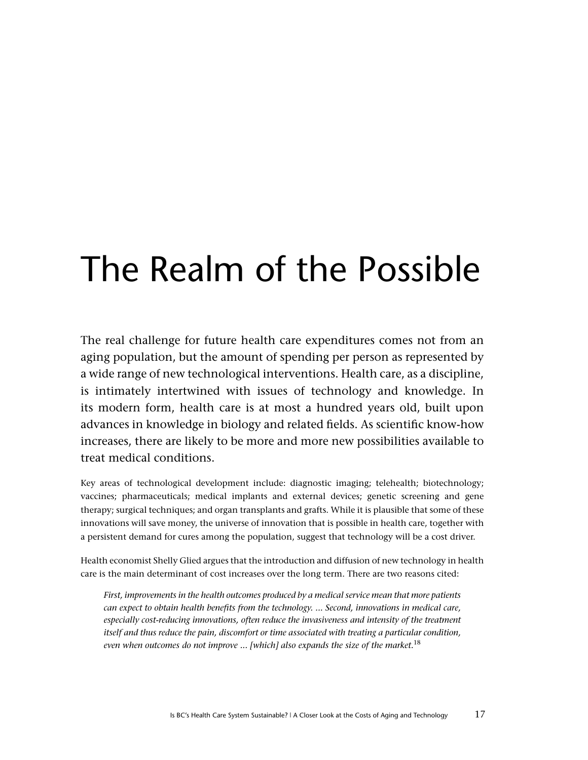# The Realm of the Possible

The real challenge for future health care expenditures comes not from an aging population, but the amount of spending per person as represented by a wide range of new technological interventions. Health care, as a discipline, is intimately intertwined with issues of technology and knowledge. In its modern form, health care is at most a hundred years old, built upon advances in knowledge in biology and related fields. As scientific know-how increases, there are likely to be more and more new possibilities available to treat medical conditions.

Key areas of technological development include: diagnostic imaging; telehealth; biotechnology; vaccines; pharmaceuticals; medical implants and external devices; genetic screening and gene therapy; surgical techniques; and organ transplants and grafts. While it is plausible that some of these innovations will save money, the universe of innovation that is possible in health care, together with a persistent demand for cures among the population, suggest that technology will be a cost driver.

Health economist Shelly Glied argues that the introduction and diffusion of new technology in health care is the main determinant of cost increases over the long term. There are two reasons cited:

> *First, improvements in the health outcomes produced by a medical service mean that more patients can expect to obtain health benefits from the technology. … Second, innovations in medical care, especially cost-reducing innovations, often reduce the invasiveness and intensity of the treatment itself and thus reduce the pain, discomfort or time associated with treating a particular condition, even when outcomes do not improve … [which] also expands the size of the market.*[18]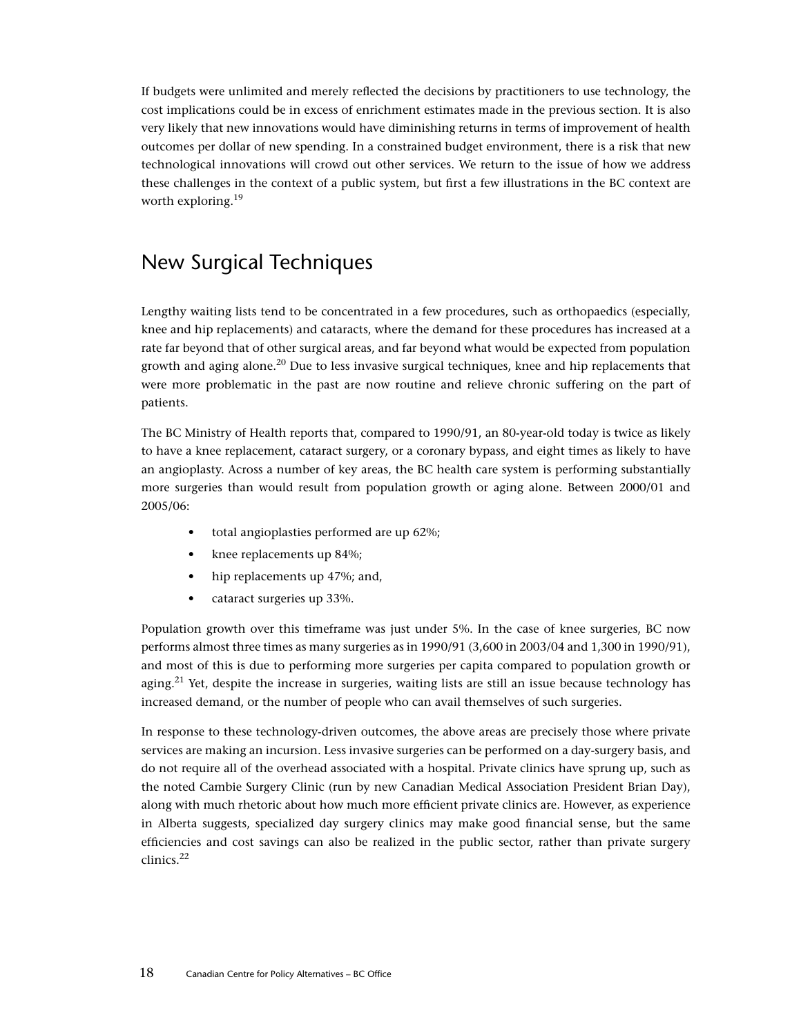If budgets were unlimited and merely reflected the decisions by practitioners to use technology, the cost implications could be in excess of enrichment estimates made in the previous section. It is also very likely that new innovations would have diminishing returns in terms of improvement of health outcomes per dollar of new spending. In a constrained budget environment, there is a risk that new technological innovations will crowd out other services. We return to the issue of how we address these challenges in the context of a public system, but first a few illustrations in the BC context are worth exploring.[19]

## New Surgical Techniques

Lengthy waiting lists tend to be concentrated in a few procedures, such as orthopaedics (especially, knee and hip replacements) and cataracts, where the demand for these procedures has increased at a rate far beyond that of other surgical areas, and far beyond what would be expected from population growth and aging alone.[20] Due to less invasive surgical techniques, knee and hip replacements that were more problematic in the past are now routine and relieve chronic suffering on the part of patients.

The BC Ministry of Health reports that, compared to 1990/91, an 80-year-old today is twice as likely to have a knee replacement, cataract surgery, or a coronary bypass, and eight times as likely to have an angioplasty. Across a number of key areas, the BC health care system is performing substantially more surgeries than would result from population growth or aging alone. Between 2000/01 and 2005/06:

- total angioplasties performed are up 62%;
- knee replacements up 84%;
- hip replacements up 47%; and,
- cataract surgeries up 33%.

Population growth over this timeframe was just under 5%. In the case of knee surgeries, BC now performs almost three times as many surgeries as in 1990/91 (3,600 in 2003/04 and 1,300 in 1990/91), and most of this is due to performing more surgeries per capita compared to population growth or aging.[21] Yet, despite the increase in surgeries, waiting lists are still an issue because technology has increased demand, or the number of people who can avail themselves of such surgeries.

In response to these technology-driven outcomes, the above areas are precisely those where private services are making an incursion. Less invasive surgeries can be performed on a day-surgery basis, and do not require all of the overhead associated with a hospital. Private clinics have sprung up, such as the noted Cambie Surgery Clinic (run by new Canadian Medical Association President Brian Day), along with much rhetoric about how much more efficient private clinics are. However, as experience in Alberta suggests, specialized day surgery clinics may make good financial sense, but the same efficiencies and cost savings can also be realized in the public sector, rather than private surgery clinics.[22]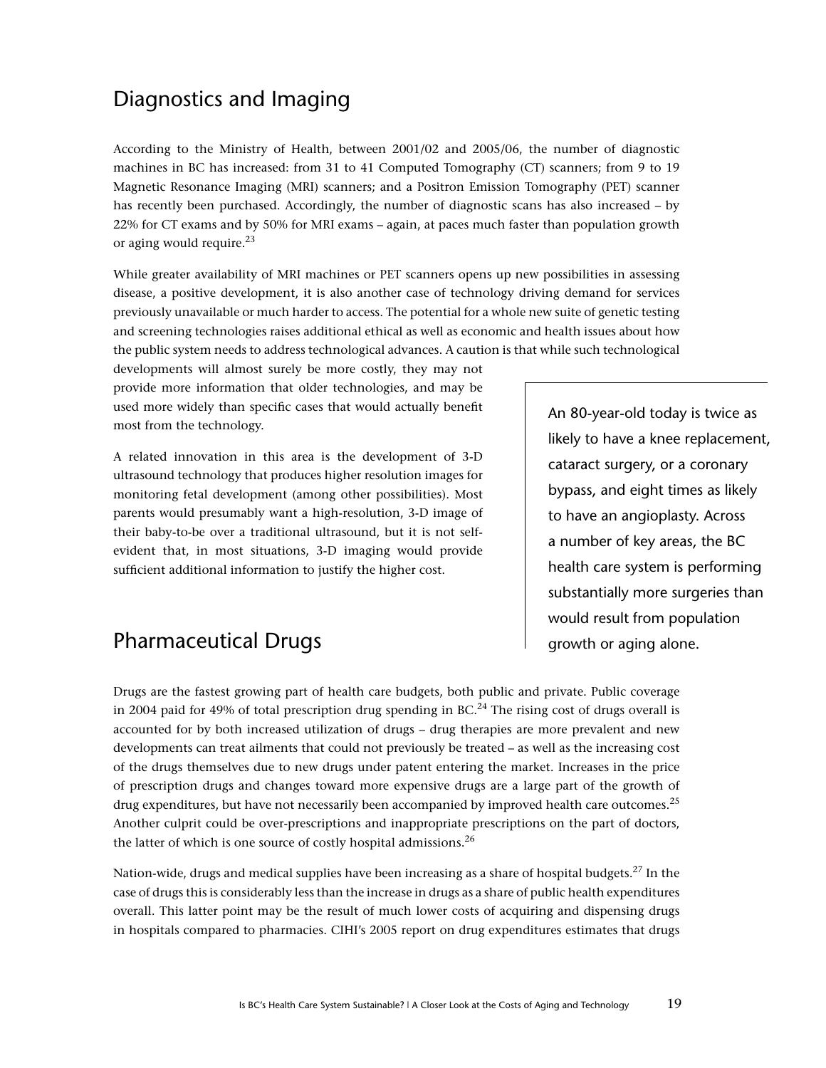## Diagnostics and Imaging

According to the Ministry of Health, between 2001/02 and 2005/06, the number of diagnostic machines in BC has increased: from 31 to 41 Computed Tomography (CT) scanners; from 9 to 19 Magnetic Resonance Imaging (MRI) scanners; and a Positron Emission Tomography (PET) scanner has recently been purchased. Accordingly, the number of diagnostic scans has also increased – by 22% for CT exams and by 50% for MRI exams – again, at paces much faster than population growth or aging would require.[23]

While greater availability of MRI machines or PET scanners opens up new possibilities in assessing disease, a positive development, it is also another case of technology driving demand for services previously unavailable or much harder to access. The potential for a whole new suite of genetic testing and screening technologies raises additional ethical as well as economic and health issues about how the public system needs to address technological advances. A caution is that while such technological developments will almost surely be more costly, they may not provide more information that older technologies, and may be used more widely than specific cases that would actually benefit most from the technology.

A related innovation in this area is the development of 3-D ultrasound technology that produces higher resolution images for monitoring fetal development (among other possibilities). Most parents would presumably want a high-resolution, 3-D image of their baby-to-be over a traditional ultrasound, but it is not self-evident that, in most situations, 3-D imaging would provide sufficient additional information to justify the higher cost.

> An 80-year-old today is twice as likely to have a knee replacement, cataract surgery, or a coronary bypass, and eight times as likely to have an angioplasty. Across a number of key areas, the BC health care system is performing substantially more surgeries than would result from population growth or aging alone.

## Pharmaceutical Drugs

Drugs are the fastest growing part of health care budgets, both public and private. Public coverage in 2004 paid for 49% of total prescription drug spending in BC.[24] The rising cost of drugs overall is accounted for by both increased utilization of drugs – drug therapies are more prevalent and new developments can treat ailments that could not previously be treated – as well as the increasing cost of the drugs themselves due to new drugs under patent entering the market. Increases in the price of prescription drugs and changes toward more expensive drugs are a large part of the growth of drug expenditures, but have not necessarily been accompanied by improved health care outcomes.[25] Another culprit could be over-prescriptions and inappropriate prescriptions on the part of doctors, the latter of which is one source of costly hospital admissions.[26]

Nation-wide, drugs and medical supplies have been increasing as a share of hospital budgets.[27] In the case of drugs this is considerably less than the increase in drugs as a share of public health expenditures overall. This latter point may be the result of much lower costs of acquiring and dispensing drugs in hospitals compared to pharmacies. CIHI's 2005 report on drug expenditures estimates that drugs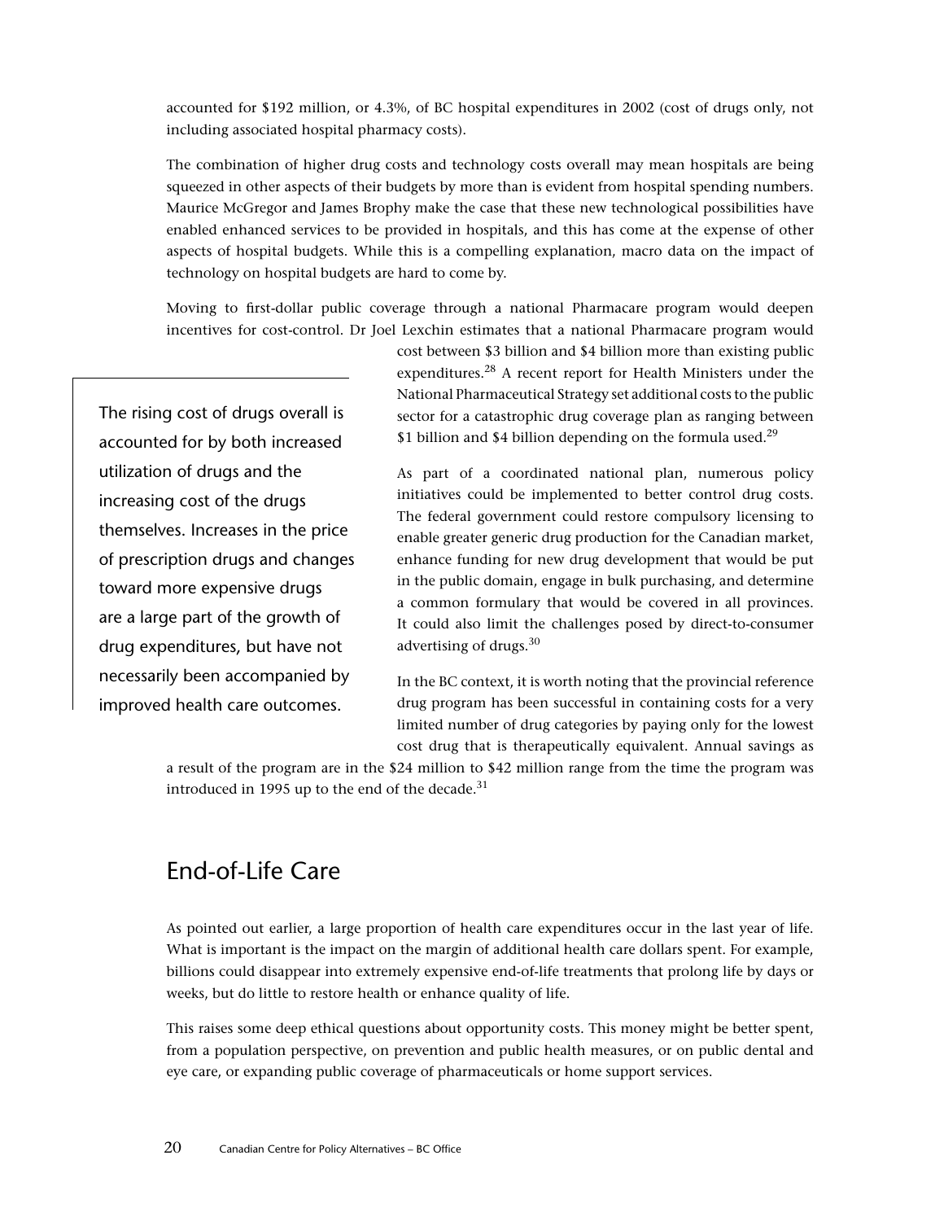accounted for $192 million, or 4.3%, of BC hospital expenditures in 2002 (cost of drugs only, not including associated hospital pharmacy costs).

The combination of higher drug costs and technology costs overall may mean hospitals are being squeezed in other aspects of their budgets by more than is evident from hospital spending numbers. Maurice McGregor and James Brophy make the case that these new technological possibilities have enabled enhanced services to be provided in hospitals, and this has come at the expense of other aspects of hospital budgets. While this is a compelling explanation, macro data on the impact of technology on hospital budgets are hard to come by.

Moving to first-dollar public coverage through a national Pharmacare program would deepen incentives for cost-control. Dr Joel Lexchin estimates that a national Pharmacare program would cost between $3 billion and $4 billion more than existing public expenditures.[28] A recent report for Health Ministers under the National Pharmaceutical Strategy set additional costs to the public sector for a catastrophic drug coverage plan as ranging between $1 billion and $4 billion depending on the formula used.[29]

> The rising cost of drugs overall is accounted for by both increased utilization of drugs and the increasing cost of the drugs themselves. Increases in the price of prescription drugs and changes toward more expensive drugs are a large part of the growth of drug expenditures, but have not necessarily been accompanied by improved health care outcomes.

As part of a coordinated national plan, numerous policy initiatives could be implemented to better control drug costs. The federal government could restore compulsory licensing to enable greater generic drug production for the Canadian market, enhance funding for new drug development that would be put in the public domain, engage in bulk purchasing, and determine a common formulary that would be covered in all provinces. It could also limit the challenges posed by direct-to-consumer advertising of drugs.[30]

In the BC context, it is worth noting that the provincial reference drug program has been successful in containing costs for a very limited number of drug categories by paying only for the lowest cost drug that is therapeutically equivalent. Annual savings as a result of the program are in the $24 million to $42 million range from the time the program was introduced in 1995 up to the end of the decade.[31]

## End-of-Life Care

As pointed out earlier, a large proportion of health care expenditures occur in the last year of life. What is important is the impact on the margin of additional health care dollars spent. For example, billions could disappear into extremely expensive end-of-life treatments that prolong life by days or weeks, but do little to restore health or enhance quality of life.

This raises some deep ethical questions about opportunity costs. This money might be better spent, from a population perspective, on prevention and public health measures, or on public dental and eye care, or expanding public coverage of pharmaceuticals or home support services.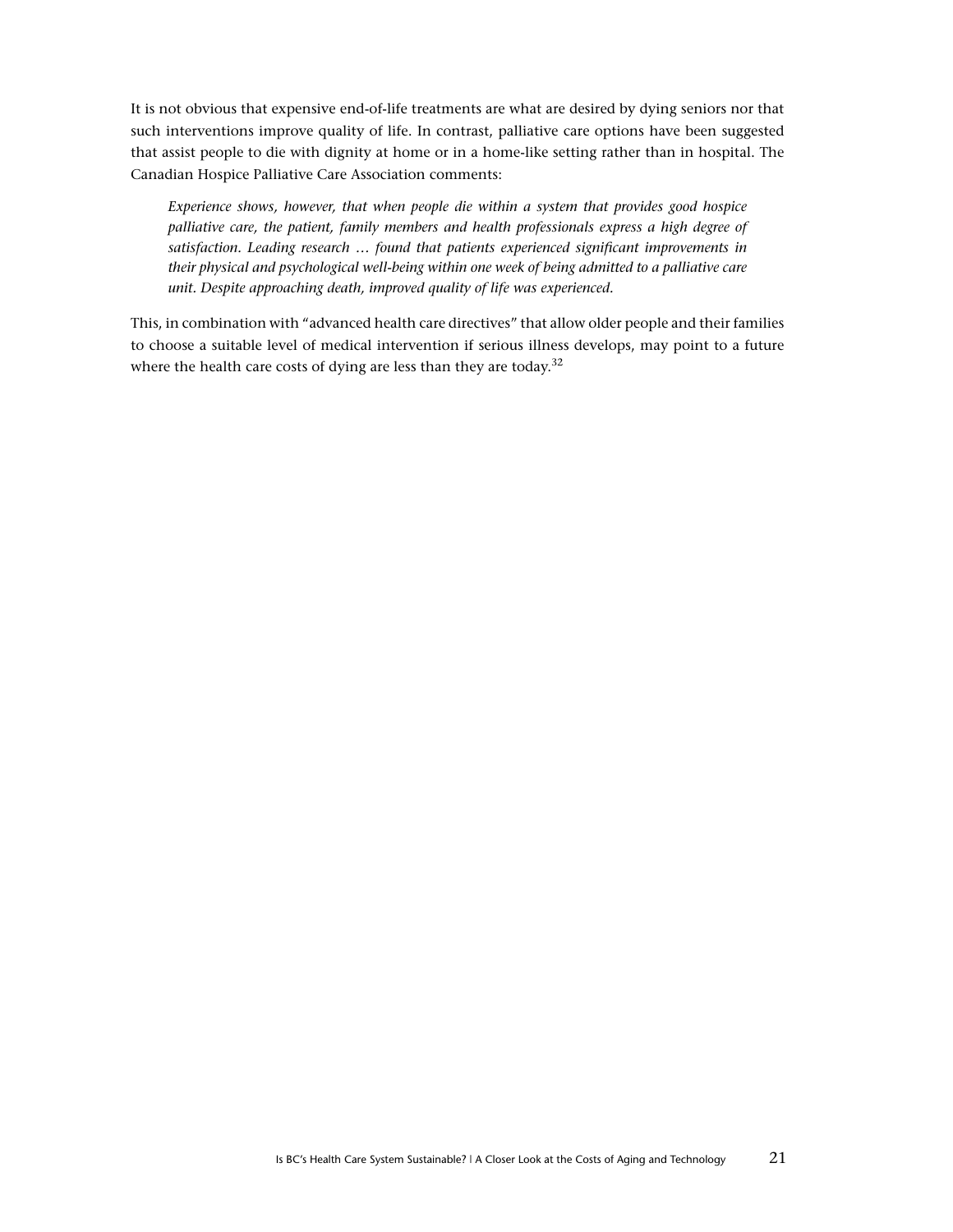It is not obvious that expensive end-of-life treatments are what are desired by dying seniors nor that such interventions improve quality of life. In contrast, palliative care options have been suggested that assist people to die with dignity at home or in a home-like setting rather than in hospital. The Canadian Hospice Palliative Care Association comments:

> *Experience shows, however, that when people die within a system that provides good hospice palliative care, the patient, family members and health professionals express a high degree of satisfaction. Leading research … found that patients experienced significant improvements in their physical and psychological well-being within one week of being admitted to a palliative care unit. Despite approaching death, improved quality of life was experienced.*

This, in combination with "advanced health care directives" that allow older people and their families to choose a suitable level of medical intervention if serious illness develops, may point to a future where the health care costs of dying are less than they are today.[32]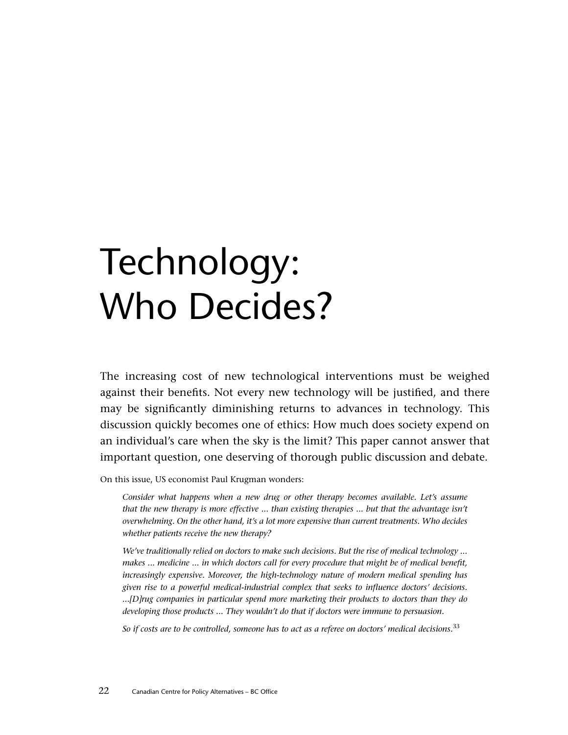# Technology: Who Decides?

The increasing cost of new technological interventions must be weighed against their benefits. Not every new technology will be justified, and there may be significantly diminishing returns to advances in technology. This discussion quickly becomes one of ethics: How much does society expend on an individual's care when the sky is the limit? This paper cannot answer that important question, one deserving of thorough public discussion and debate.

On this issue, US economist Paul Krugman wonders:

> *Consider what happens when a new drug or other therapy becomes available. Let's assume that the new therapy is more effective … than existing therapies … but that the advantage isn't overwhelming. On the other hand, it's a lot more expensive than current treatments. Who decides whether patients receive the new therapy?*
>
> *We've traditionally relied on doctors to make such decisions. But the rise of medical technology … makes … medicine … in which doctors call for every procedure that might be of medical benefit, increasingly expensive. Moreover, the high-technology nature of modern medical spending has given rise to a powerful medical-industrial complex that seeks to influence doctors' decisions. …[D]rug companies in particular spend more marketing their products to doctors than they do developing those products … They wouldn't do that if doctors were immune to persuasion.*
>
> *So if costs are to be controlled, someone has to act as a referee on doctors' medical decisions.*[33]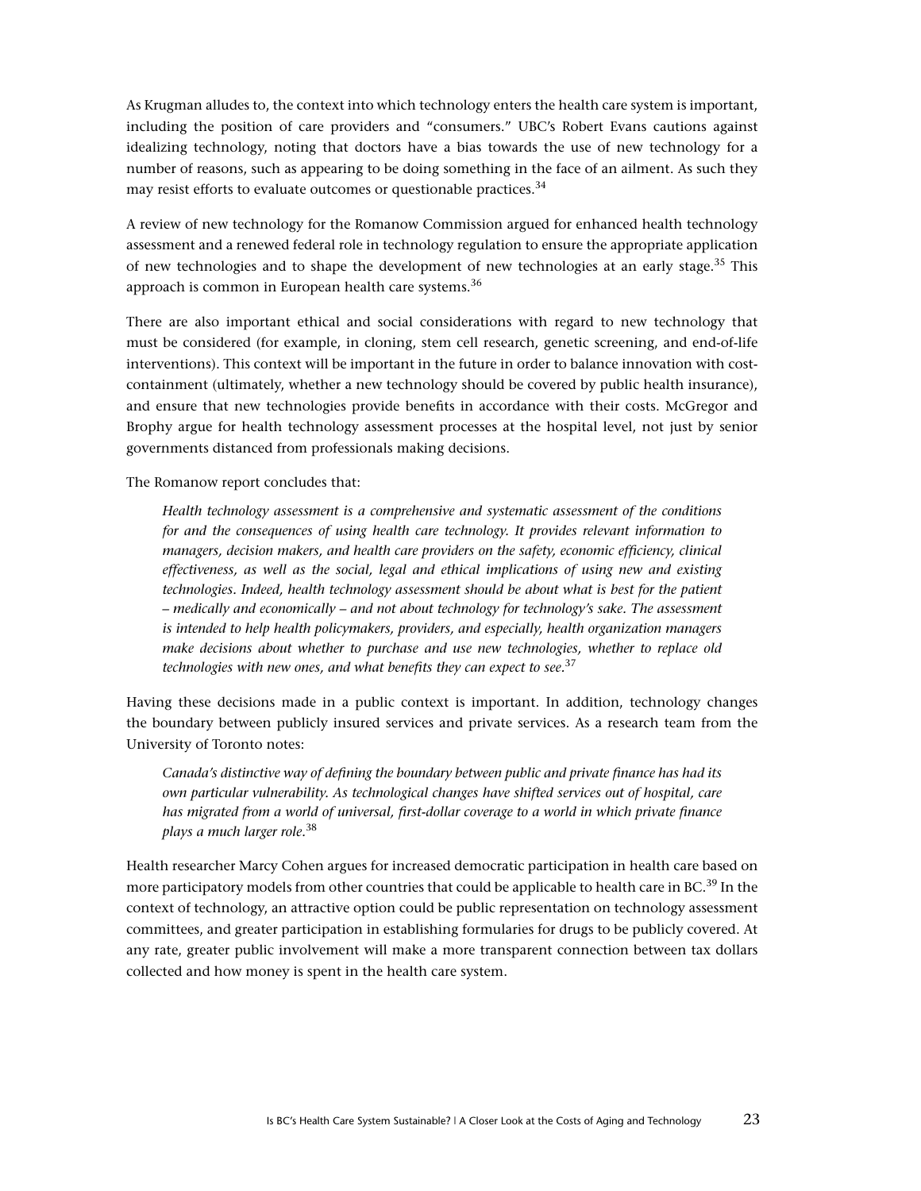As Krugman alludes to, the context into which technology enters the health care system is important, including the position of care providers and "consumers." UBC's Robert Evans cautions against idealizing technology, noting that doctors have a bias towards the use of new technology for a number of reasons, such as appearing to be doing something in the face of an ailment. As such they may resist efforts to evaluate outcomes or questionable practices.[34]

A review of new technology for the Romanow Commission argued for enhanced health technology assessment and a renewed federal role in technology regulation to ensure the appropriate application of new technologies and to shape the development of new technologies at an early stage.[35] This approach is common in European health care systems.[36]

There are also important ethical and social considerations with regard to new technology that must be considered (for example, in cloning, stem cell research, genetic screening, and end-of-life interventions). This context will be important in the future in order to balance innovation with cost-containment (ultimately, whether a new technology should be covered by public health insurance), and ensure that new technologies provide benefits in accordance with their costs. McGregor and Brophy argue for health technology assessment processes at the hospital level, not just by senior governments distanced from professionals making decisions.

The Romanow report concludes that:

> *Health technology assessment is a comprehensive and systematic assessment of the conditions for and the consequences of using health care technology. It provides relevant information to managers, decision makers, and health care providers on the safety, economic efficiency, clinical effectiveness, as well as the social, legal and ethical implications of using new and existing technologies. Indeed, health technology assessment should be about what is best for the patient – medically and economically – and not about technology for technology's sake. The assessment is intended to help health policymakers, providers, and especially, health organization managers make decisions about whether to purchase and use new technologies, whether to replace old technologies with new ones, and what benefits they can expect to see.*[37]

Having these decisions made in a public context is important. In addition, technology changes the boundary between publicly insured services and private services. As a research team from the University of Toronto notes:

> *Canada's distinctive way of defining the boundary between public and private finance has had its own particular vulnerability. As technological changes have shifted services out of hospital, care has migrated from a world of universal, first-dollar coverage to a world in which private finance plays a much larger role.*[38]

Health researcher Marcy Cohen argues for increased democratic participation in health care based on more participatory models from other countries that could be applicable to health care in BC.[39] In the context of technology, an attractive option could be public representation on technology assessment committees, and greater participation in establishing formularies for drugs to be publicly covered. At any rate, greater public involvement will make a more transparent connection between tax dollars collected and how money is spent in the health care system.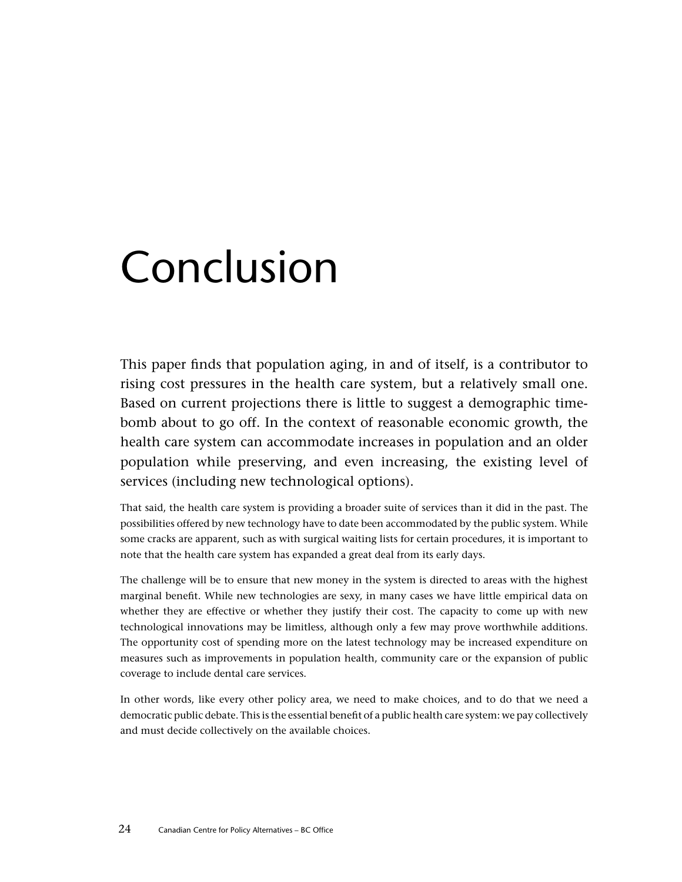# Conclusion

This paper finds that population aging, in and of itself, is a contributor to rising cost pressures in the health care system, but a relatively small one. Based on current projections there is little to suggest a demographic time-bomb about to go off. In the context of reasonable economic growth, the health care system can accommodate increases in population and an older population while preserving, and even increasing, the existing level of services (including new technological options).

That said, the health care system is providing a broader suite of services than it did in the past. The possibilities offered by new technology have to date been accommodated by the public system. While some cracks are apparent, such as with surgical waiting lists for certain procedures, it is important to note that the health care system has expanded a great deal from its early days.

The challenge will be to ensure that new money in the system is directed to areas with the highest marginal benefit. While new technologies are sexy, in many cases we have little empirical data on whether they are effective or whether they justify their cost. The capacity to come up with new technological innovations may be limitless, although only a few may prove worthwhile additions. The opportunity cost of spending more on the latest technology may be increased expenditure on measures such as improvements in population health, community care or the expansion of public coverage to include dental care services.

In other words, like every other policy area, we need to make choices, and to do that we need a democratic public debate. This is the essential benefit of a public health care system: we pay collectively and must decide collectively on the available choices.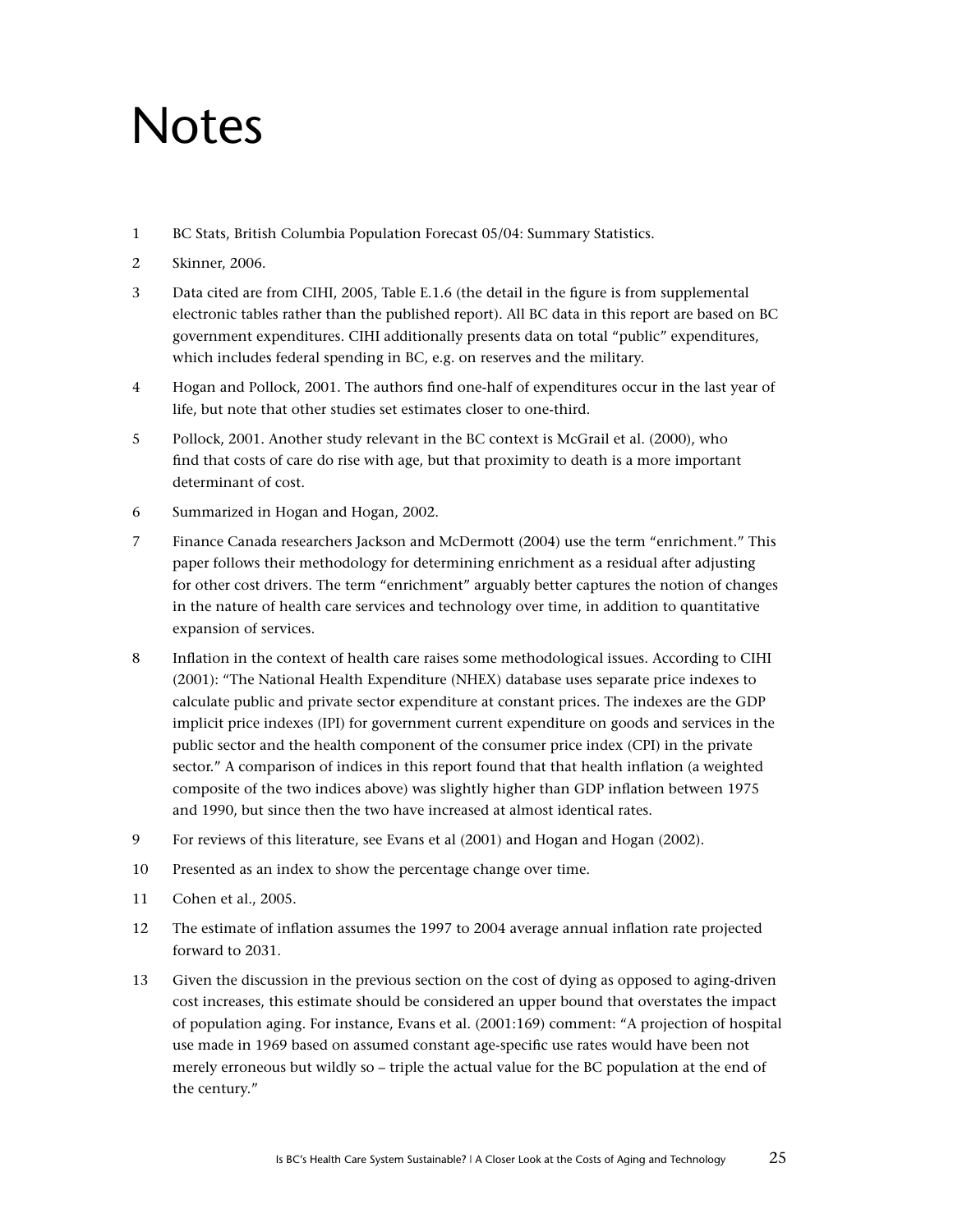# Notes

1. BC Stats, British Columbia Population Forecast 05/04: Summary Statistics.
2. Skinner, 2006.
3. Data cited are from CIHI, 2005, Table E.1.6 (the detail in the figure is from supplemental electronic tables rather than the published report). All BC data in this report are based on BC government expenditures. CIHI additionally presents data on total "public" expenditures, which includes federal spending in BC, e.g. on reserves and the military.
4. Hogan and Pollock, 2001. The authors find one-half of expenditures occur in the last year of life, but note that other studies set estimates closer to one-third.
5. Pollock, 2001. Another study relevant in the BC context is McGrail et al. (2000), who find that costs of care do rise with age, but that proximity to death is a more important determinant of cost.
6. Summarized in Hogan and Hogan, 2002.
7. Finance Canada researchers Jackson and McDermott (2004) use the term "enrichment." This paper follows their methodology for determining enrichment as a residual after adjusting for other cost drivers. The term "enrichment" arguably better captures the notion of changes in the nature of health care services and technology over time, in addition to quantitative expansion of services.
8. Inflation in the context of health care raises some methodological issues. According to CIHI (2001): "The National Health Expenditure (NHEX) database uses separate price indexes to calculate public and private sector expenditure at constant prices. The indexes are the GDP implicit price indexes (IPI) for government current expenditure on goods and services in the public sector and the health component of the consumer price index (CPI) in the private sector." A comparison of indices in this report found that that health inflation (a weighted composite of the two indices above) was slightly higher than GDP inflation between 1975 and 1990, but since then the two have increased at almost identical rates.
9. For reviews of this literature, see Evans et al (2001) and Hogan and Hogan (2002).
10. Presented as an index to show the percentage change over time.
11. Cohen et al., 2005.
12. The estimate of inflation assumes the 1997 to 2004 average annual inflation rate projected forward to 2031.
13. Given the discussion in the previous section on the cost of dying as opposed to aging-driven cost increases, this estimate should be considered an upper bound that overstates the impact of population aging. For instance, Evans et al. (2001:169) comment: "A projection of hospital use made in 1969 based on assumed constant age-specific use rates would have been not merely erroneous but wildly so – triple the actual value for the BC population at the end of the century."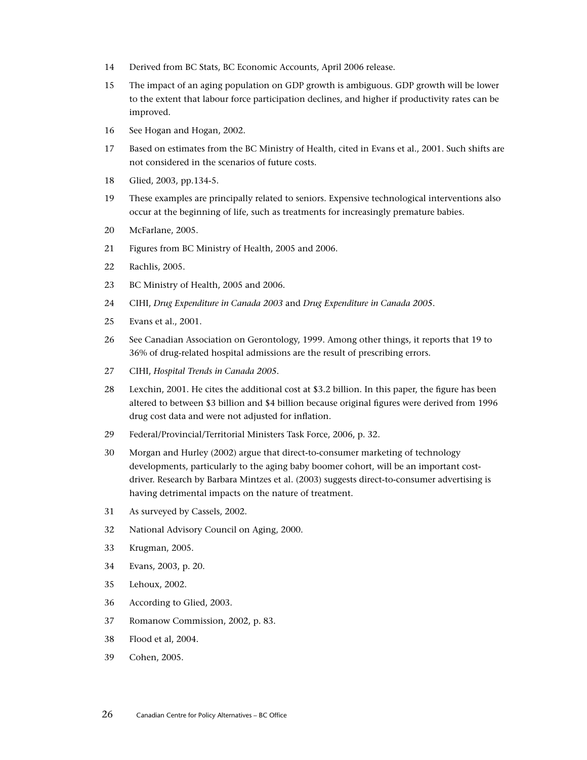14 Derived from BC Stats, BC Economic Accounts, April 2006 release.

15 The impact of an aging population on GDP growth is ambiguous. GDP growth will be lower to the extent that labour force participation declines, and higher if productivity rates can be improved.

16 See Hogan and Hogan, 2002.

17 Based on estimates from the BC Ministry of Health, cited in Evans et al., 2001. Such shifts are not considered in the scenarios of future costs.

18 Glied, 2003, pp.134-5.

19 These examples are principally related to seniors. Expensive technological interventions also occur at the beginning of life, such as treatments for increasingly premature babies.

20 McFarlane, 2005.

21 Figures from BC Ministry of Health, 2005 and 2006.

22 Rachlis, 2005.

23 BC Ministry of Health, 2005 and 2006.

24 CIHI, *Drug Expenditure in Canada 2003* and *Drug Expenditure in Canada 2005*.

25 Evans et al., 2001.

26 See Canadian Association on Gerontology, 1999. Among other things, it reports that 19 to 36% of drug-related hospital admissions are the result of prescribing errors.

27 CIHI, *Hospital Trends in Canada 2005*.

28 Lexchin, 2001. He cites the additional cost at $3.2 billion. In this paper, the figure has been altered to between $3 billion and $4 billion because original figures were derived from 1996 drug cost data and were not adjusted for inflation.

29 Federal/Provincial/Territorial Ministers Task Force, 2006, p. 32.

30 Morgan and Hurley (2002) argue that direct-to-consumer marketing of technology developments, particularly to the aging baby boomer cohort, will be an important cost-driver. Research by Barbara Mintzes et al. (2003) suggests direct-to-consumer advertising is having detrimental impacts on the nature of treatment.

31 As surveyed by Cassels, 2002.

32 National Advisory Council on Aging, 2000.

33 Krugman, 2005.

34 Evans, 2003, p. 20.

35 Lehoux, 2002.

36 According to Glied, 2003.

37 Romanow Commission, 2002, p. 83.

38 Flood et al, 2004.

39 Cohen, 2005.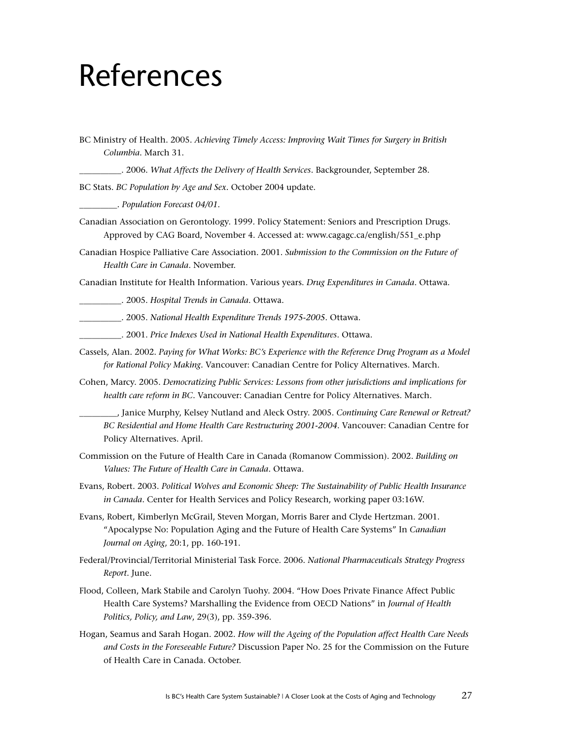# References

BC Ministry of Health. 2005. *Achieving Timely Access: Improving Wait Times for Surgery in British Columbia*. March 31.

__________. 2006. *What Affects the Delivery of Health Services*. Backgrounder, September 28.

BC Stats. *BC Population by Age and Sex*. October 2004 update.

_________. *Population Forecast 04/01*.

Canadian Association on Gerontology. 1999. Policy Statement: Seniors and Prescription Drugs. Approved by CAG Board, November 4. Accessed at: www.cagagc.ca/english/551_e.php

Canadian Hospice Palliative Care Association. 2001. *Submission to the Commission on the Future of Health Care in Canada*. November.

Canadian Institute for Health Information. Various years. *Drug Expenditures in Canada*. Ottawa.

__________. 2005. *Hospital Trends in Canada*. Ottawa.

__________. 2005. *National Health Expenditure Trends 1975-2005*. Ottawa.

__________. 2001. *Price Indexes Used in National Health Expenditures*. Ottawa.

Cassels, Alan. 2002. *Paying for What Works: BC's Experience with the Reference Drug Program as a Model for Rational Policy Making*. Vancouver: Canadian Centre for Policy Alternatives. March.

Cohen, Marcy. 2005. *Democratizing Public Services: Lessons from other jurisdictions and implications for health care reform in BC*. Vancouver: Canadian Centre for Policy Alternatives. March.

_________, Janice Murphy, Kelsey Nutland and Aleck Ostry. 2005. *Continuing Care Renewal or Retreat? BC Residential and Home Health Care Restructuring 2001-2004*. Vancouver: Canadian Centre for Policy Alternatives. April.

Commission on the Future of Health Care in Canada (Romanow Commission). 2002. *Building on Values: The Future of Health Care in Canada*. Ottawa.

Evans, Robert. 2003. *Political Wolves and Economic Sheep: The Sustainability of Public Health Insurance in Canada*. Center for Health Services and Policy Research, working paper 03:16W.

Evans, Robert, Kimberlyn McGrail, Steven Morgan, Morris Barer and Clyde Hertzman. 2001. "Apocalypse No: Population Aging and the Future of Health Care Systems" In *Canadian Journal on Aging*, 20:1, pp. 160-191.

Federal/Provincial/Territorial Ministerial Task Force. 2006. *National Pharmaceuticals Strategy Progress Report*. June.

Flood, Colleen, Mark Stabile and Carolyn Tuohy. 2004. "How Does Private Finance Affect Public Health Care Systems? Marshalling the Evidence from OECD Nations" in *Journal of Health Politics, Policy, and Law*, 29(3), pp. 359-396.

Hogan, Seamus and Sarah Hogan. 2002. *How will the Ageing of the Population affect Health Care Needs and Costs in the Foreseeable Future?* Discussion Paper No. 25 for the Commission on the Future of Health Care in Canada. October.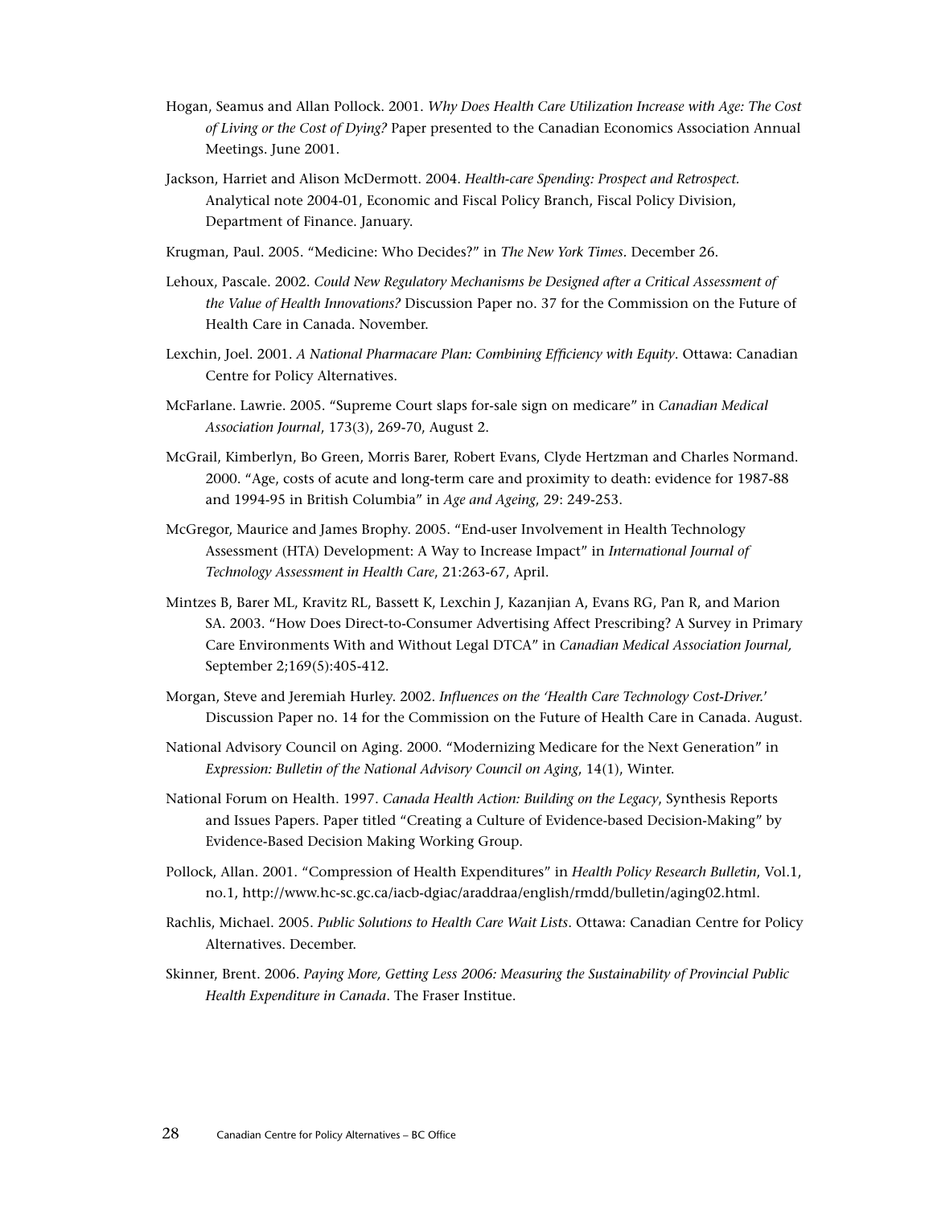Hogan, Seamus and Allan Pollock. 2001. *Why Does Health Care Utilization Increase with Age: The Cost of Living or the Cost of Dying?* Paper presented to the Canadian Economics Association Annual Meetings. June 2001.

Jackson, Harriet and Alison McDermott. 2004. *Health-care Spending: Prospect and Retrospect.* Analytical note 2004-01, Economic and Fiscal Policy Branch, Fiscal Policy Division, Department of Finance. January.

Krugman, Paul. 2005. "Medicine: Who Decides?" in *The New York Times*. December 26.

Lehoux, Pascale. 2002. *Could New Regulatory Mechanisms be Designed after a Critical Assessment of the Value of Health Innovations?* Discussion Paper no. 37 for the Commission on the Future of Health Care in Canada. November.

Lexchin, Joel. 2001. *A National Pharmacare Plan: Combining Efficiency with Equity*. Ottawa: Canadian Centre for Policy Alternatives.

McFarlane. Lawrie. 2005. "Supreme Court slaps for-sale sign on medicare" in *Canadian Medical Association Journal*, 173(3), 269-70, August 2.

McGrail, Kimberlyn, Bo Green, Morris Barer, Robert Evans, Clyde Hertzman and Charles Normand. 2000. "Age, costs of acute and long-term care and proximity to death: evidence for 1987-88 and 1994-95 in British Columbia" in *Age and Ageing*, 29: 249-253.

McGregor, Maurice and James Brophy. 2005. "End-user Involvement in Health Technology Assessment (HTA) Development: A Way to Increase Impact" in *International Journal of Technology Assessment in Health Care*, 21:263-67, April.

Mintzes B, Barer ML, Kravitz RL, Bassett K, Lexchin J, Kazanjian A, Evans RG, Pan R, and Marion SA. 2003. "How Does Direct-to-Consumer Advertising Affect Prescribing? A Survey in Primary Care Environments With and Without Legal DTCA" in *Canadian Medical Association Journal,* September 2;169(5):405-412.

Morgan, Steve and Jeremiah Hurley. 2002. *Influences on the 'Health Care Technology Cost-Driver.'* Discussion Paper no. 14 for the Commission on the Future of Health Care in Canada. August.

National Advisory Council on Aging. 2000. "Modernizing Medicare for the Next Generation" in *Expression: Bulletin of the National Advisory Council on Aging*, 14(1), Winter.

National Forum on Health. 1997. *Canada Health Action: Building on the Legacy*, Synthesis Reports and Issues Papers. Paper titled "Creating a Culture of Evidence-based Decision-Making" by Evidence-Based Decision Making Working Group.

Pollock, Allan. 2001. "Compression of Health Expenditures" in *Health Policy Research Bulletin*, Vol.1, no.1, http://www.hc-sc.gc.ca/iacb-dgiac/araddraa/english/rmdd/bulletin/aging02.html.

Rachlis, Michael. 2005. *Public Solutions to Health Care Wait Lists*. Ottawa: Canadian Centre for Policy Alternatives. December.

Skinner, Brent. 2006. *Paying More, Getting Less 2006: Measuring the Sustainability of Provincial Public Health Expenditure in Canada*. The Fraser Institue.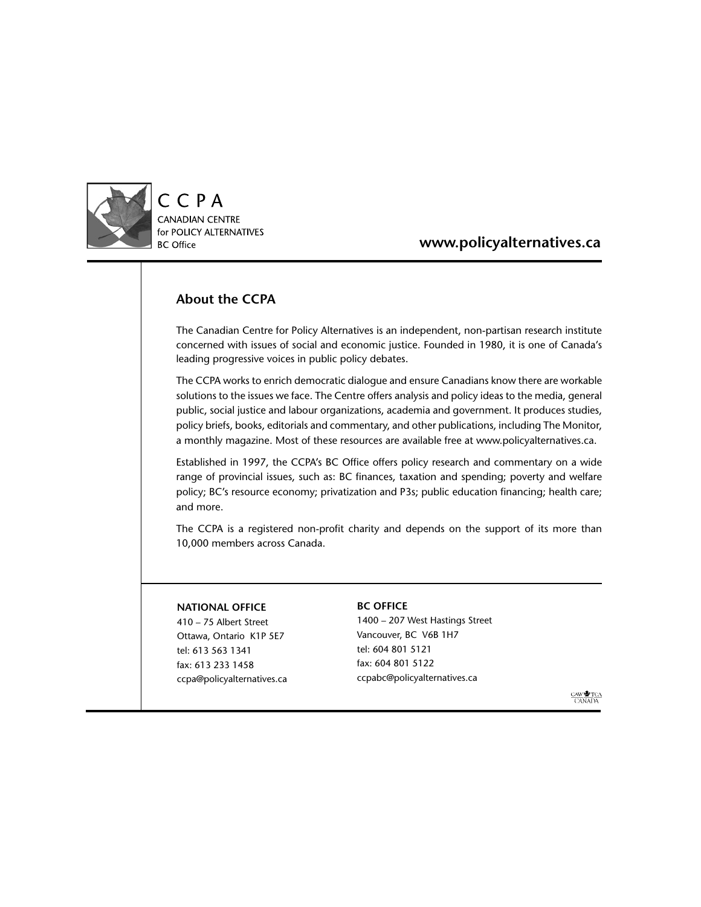CCPA
CANADIAN CENTRE
for POLICY ALTERNATIVES
BC Office

**www.policyalternatives.ca**

## About the CCPA

The Canadian Centre for Policy Alternatives is an independent, non-partisan research institute concerned with issues of social and economic justice. Founded in 1980, it is one of Canada's leading progressive voices in public policy debates.

The CCPA works to enrich democratic dialogue and ensure Canadians know there are workable solutions to the issues we face. The Centre offers analysis and policy ideas to the media, general public, social justice and labour organizations, academia and government. It produces studies, policy briefs, books, editorials and commentary, and other publications, including The Monitor, a monthly magazine. Most of these resources are available free at www.policyalternatives.ca.

Established in 1997, the CCPA's BC Office offers policy research and commentary on a wide range of provincial issues, such as: BC finances, taxation and spending; poverty and welfare policy; BC's resource economy; privatization and P3s; public education financing; health care; and more.

The CCPA is a registered non-profit charity and depends on the support of its more than 10,000 members across Canada.

**NATIONAL OFFICE**
410 – 75 Albert Street
Ottawa, Ontario K1P 5E7
tel: 613 563 1341
fax: 613 233 1458
ccpa@policyalternatives.ca

**BC OFFICE**
1400 – 207 West Hastings Street
Vancouver, BC V6B 1H7
tel: 604 801 5121
fax: 604 801 5122
ccpabc@policyalternatives.ca

CAW TCA CANADA